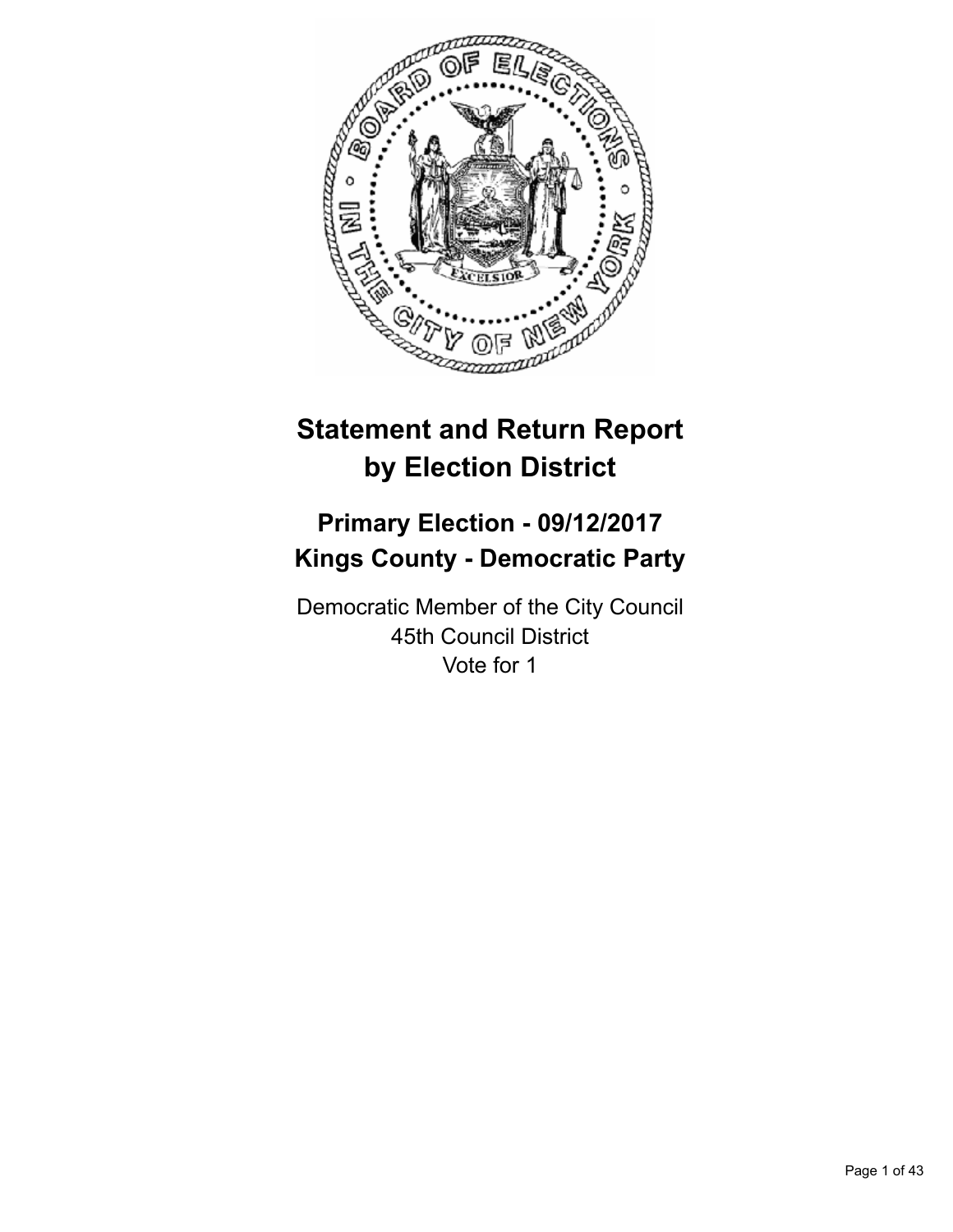# Statement and Return Report by Election District

## Primary Election - 09/12/2017
## Kings County - Democratic Party

Democratic Member of the City Council
45th Council District
Vote for 1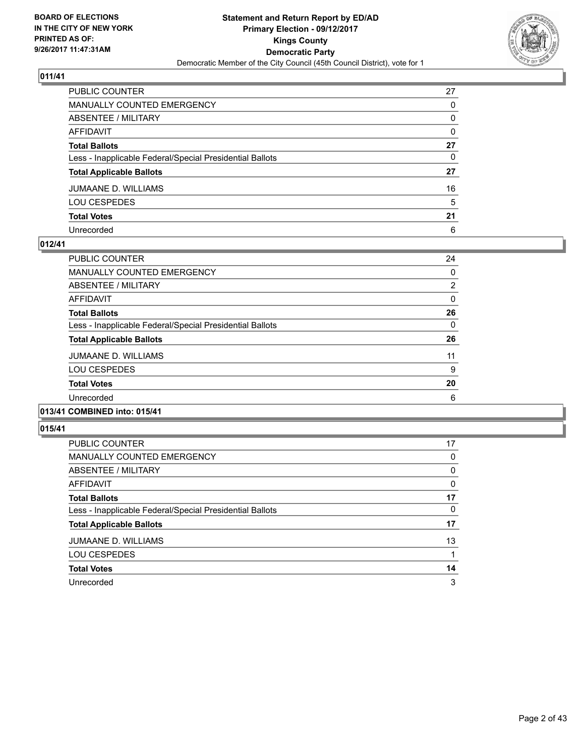## 011/41

| | |
|---|---|
| PUBLIC COUNTER | 27 |
| MANUALLY COUNTED EMERGENCY | 0 |
| ABSENTEE / MILITARY | 0 |
| AFFIDAVIT | 0 |
| **Total Ballots** | **27** |
| Less - Inapplicable Federal/Special Presidential Ballots | 0 |
| **Total Applicable Ballots** | **27** |
| JUMAANE D. WILLIAMS | 16 |
| LOU CESPEDES | 5 |
| **Total Votes** | **21** |
| Unrecorded | 6 |

## 012/41

| | |
|---|---|
| PUBLIC COUNTER | 24 |
| MANUALLY COUNTED EMERGENCY | 0 |
| ABSENTEE / MILITARY | 2 |
| AFFIDAVIT | 0 |
| **Total Ballots** | **26** |
| Less - Inapplicable Federal/Special Presidential Ballots | 0 |
| **Total Applicable Ballots** | **26** |
| JUMAANE D. WILLIAMS | 11 |
| LOU CESPEDES | 9 |
| **Total Votes** | **20** |
| Unrecorded | 6 |

## 013/41 COMBINED into: 015/41

## 015/41

| | |
|---|---|
| PUBLIC COUNTER | 17 |
| MANUALLY COUNTED EMERGENCY | 0 |
| ABSENTEE / MILITARY | 0 |
| AFFIDAVIT | 0 |
| **Total Ballots** | **17** |
| Less - Inapplicable Federal/Special Presidential Ballots | 0 |
| **Total Applicable Ballots** | **17** |
| JUMAANE D. WILLIAMS | 13 |
| LOU CESPEDES | 1 |
| **Total Votes** | **14** |
| Unrecorded | 3 |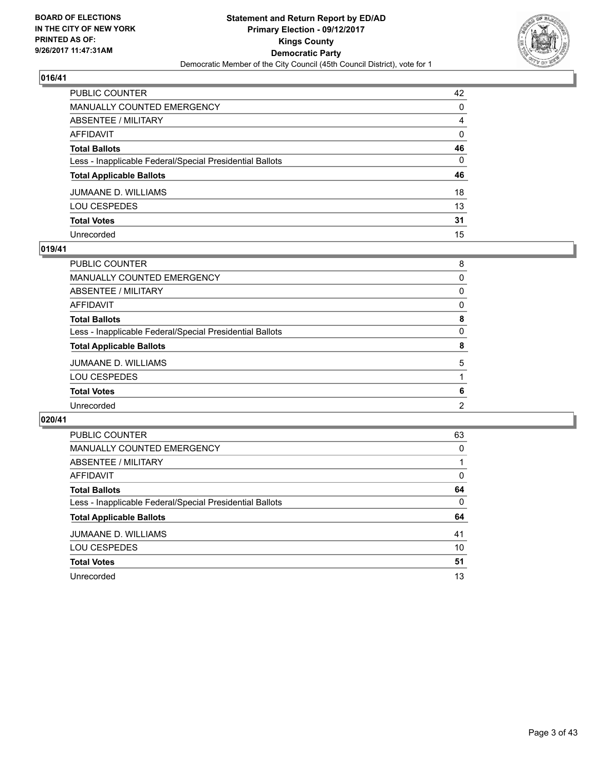**BOARD OF ELECTIONS IN THE CITY OF NEW YORK PRINTED AS OF: 9/26/2017 11:47:31AM**

**Statement and Return Report by ED/AD**
**Primary Election - 09/12/2017**
**Kings County**
**Democratic Party**
Democratic Member of the City Council (45th Council District), vote for 1

## 016/41

| | |
|---|---|
| PUBLIC COUNTER | 42 |
| MANUALLY COUNTED EMERGENCY | 0 |
| ABSENTEE / MILITARY | 4 |
| AFFIDAVIT | 0 |
| **Total Ballots** | **46** |
| Less - Inapplicable Federal/Special Presidential Ballots | 0 |
| **Total Applicable Ballots** | **46** |
| JUMAANE D. WILLIAMS | 18 |
| LOU CESPEDES | 13 |
| **Total Votes** | **31** |
| Unrecorded | 15 |

## 019/41

| | |
|---|---|
| PUBLIC COUNTER | 8 |
| MANUALLY COUNTED EMERGENCY | 0 |
| ABSENTEE / MILITARY | 0 |
| AFFIDAVIT | 0 |
| **Total Ballots** | **8** |
| Less - Inapplicable Federal/Special Presidential Ballots | 0 |
| **Total Applicable Ballots** | **8** |
| JUMAANE D. WILLIAMS | 5 |
| LOU CESPEDES | 1 |
| **Total Votes** | **6** |
| Unrecorded | 2 |

## 020/41

| | |
|---|---|
| PUBLIC COUNTER | 63 |
| MANUALLY COUNTED EMERGENCY | 0 |
| ABSENTEE / MILITARY | 1 |
| AFFIDAVIT | 0 |
| **Total Ballots** | **64** |
| Less - Inapplicable Federal/Special Presidential Ballots | 0 |
| **Total Applicable Ballots** | **64** |
| JUMAANE D. WILLIAMS | 41 |
| LOU CESPEDES | 10 |
| **Total Votes** | **51** |
| Unrecorded | 13 |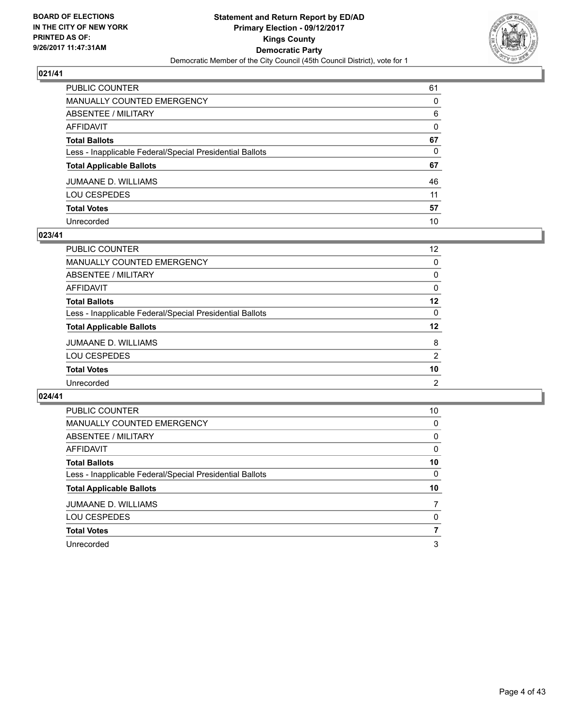**BOARD OF ELECTIONS IN THE CITY OF NEW YORK PRINTED AS OF: 9/26/2017 11:47:31AM**

**Statement and Return Report by ED/AD**
**Primary Election - 09/12/2017**
**Kings County**
**Democratic Party**
Democratic Member of the City Council (45th Council District), vote for 1

### 021/41

| | |
|---|---|
| PUBLIC COUNTER | 61 |
| MANUALLY COUNTED EMERGENCY | 0 |
| ABSENTEE / MILITARY | 6 |
| AFFIDAVIT | 0 |
| **Total Ballots** | **67** |
| Less - Inapplicable Federal/Special Presidential Ballots | 0 |
| **Total Applicable Ballots** | **67** |
| JUMAANE D. WILLIAMS | 46 |
| LOU CESPEDES | 11 |
| **Total Votes** | **57** |
| Unrecorded | 10 |

### 023/41

| | |
|---|---|
| PUBLIC COUNTER | 12 |
| MANUALLY COUNTED EMERGENCY | 0 |
| ABSENTEE / MILITARY | 0 |
| AFFIDAVIT | 0 |
| **Total Ballots** | **12** |
| Less - Inapplicable Federal/Special Presidential Ballots | 0 |
| **Total Applicable Ballots** | **12** |
| JUMAANE D. WILLIAMS | 8 |
| LOU CESPEDES | 2 |
| **Total Votes** | **10** |
| Unrecorded | 2 |

### 024/41

| | |
|---|---|
| PUBLIC COUNTER | 10 |
| MANUALLY COUNTED EMERGENCY | 0 |
| ABSENTEE / MILITARY | 0 |
| AFFIDAVIT | 0 |
| **Total Ballots** | **10** |
| Less - Inapplicable Federal/Special Presidential Ballots | 0 |
| **Total Applicable Ballots** | **10** |
| JUMAANE D. WILLIAMS | 7 |
| LOU CESPEDES | 0 |
| **Total Votes** | **7** |
| Unrecorded | 3 |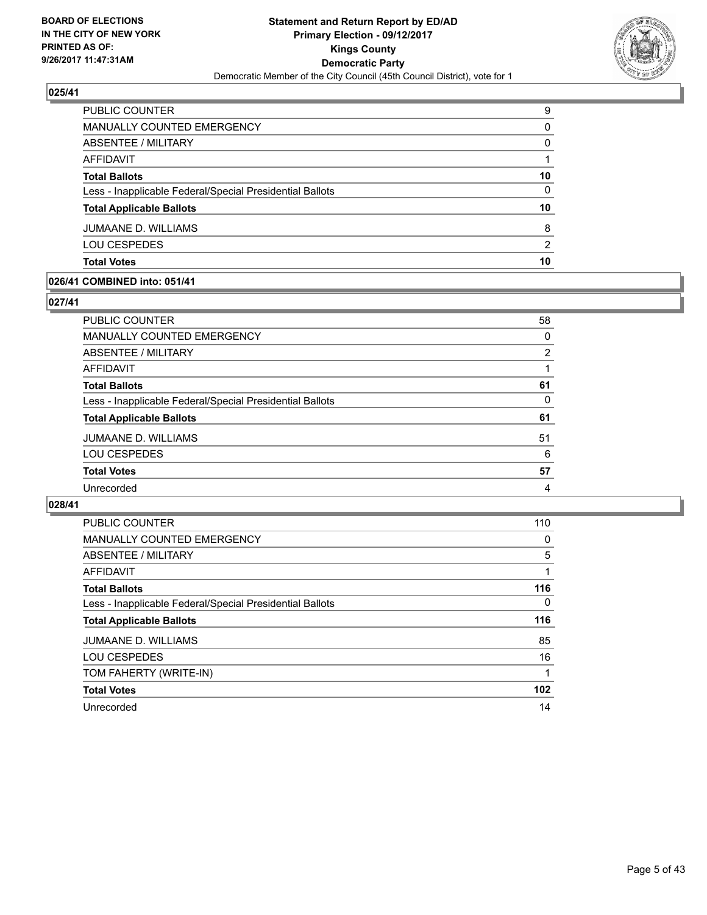**BOARD OF ELECTIONS IN THE CITY OF NEW YORK PRINTED AS OF: 9/26/2017 11:47:31AM**

**Statement and Return Report by ED/AD Primary Election - 09/12/2017 Kings County Democratic Party**

Democratic Member of the City Council (45th Council District), vote for 1

### 025/41

| | |
|---|---|
| PUBLIC COUNTER | 9 |
| MANUALLY COUNTED EMERGENCY | 0 |
| ABSENTEE / MILITARY | 0 |
| AFFIDAVIT | 1 |
| **Total Ballots** | **10** |
| Less - Inapplicable Federal/Special Presidential Ballots | 0 |
| **Total Applicable Ballots** | **10** |
| JUMAANE D. WILLIAMS | 8 |
| LOU CESPEDES | 2 |
| **Total Votes** | **10** |

### 026/41 COMBINED into: 051/41

### 027/41

| | |
|---|---|
| PUBLIC COUNTER | 58 |
| MANUALLY COUNTED EMERGENCY | 0 |
| ABSENTEE / MILITARY | 2 |
| AFFIDAVIT | 1 |
| **Total Ballots** | **61** |
| Less - Inapplicable Federal/Special Presidential Ballots | 0 |
| **Total Applicable Ballots** | **61** |
| JUMAANE D. WILLIAMS | 51 |
| LOU CESPEDES | 6 |
| **Total Votes** | **57** |
| Unrecorded | 4 |

### 028/41

| | |
|---|---|
| PUBLIC COUNTER | 110 |
| MANUALLY COUNTED EMERGENCY | 0 |
| ABSENTEE / MILITARY | 5 |
| AFFIDAVIT | 1 |
| **Total Ballots** | **116** |
| Less - Inapplicable Federal/Special Presidential Ballots | 0 |
| **Total Applicable Ballots** | **116** |
| JUMAANE D. WILLIAMS | 85 |
| LOU CESPEDES | 16 |
| TOM FAHERTY (WRITE-IN) | 1 |
| **Total Votes** | **102** |
| Unrecorded | 14 |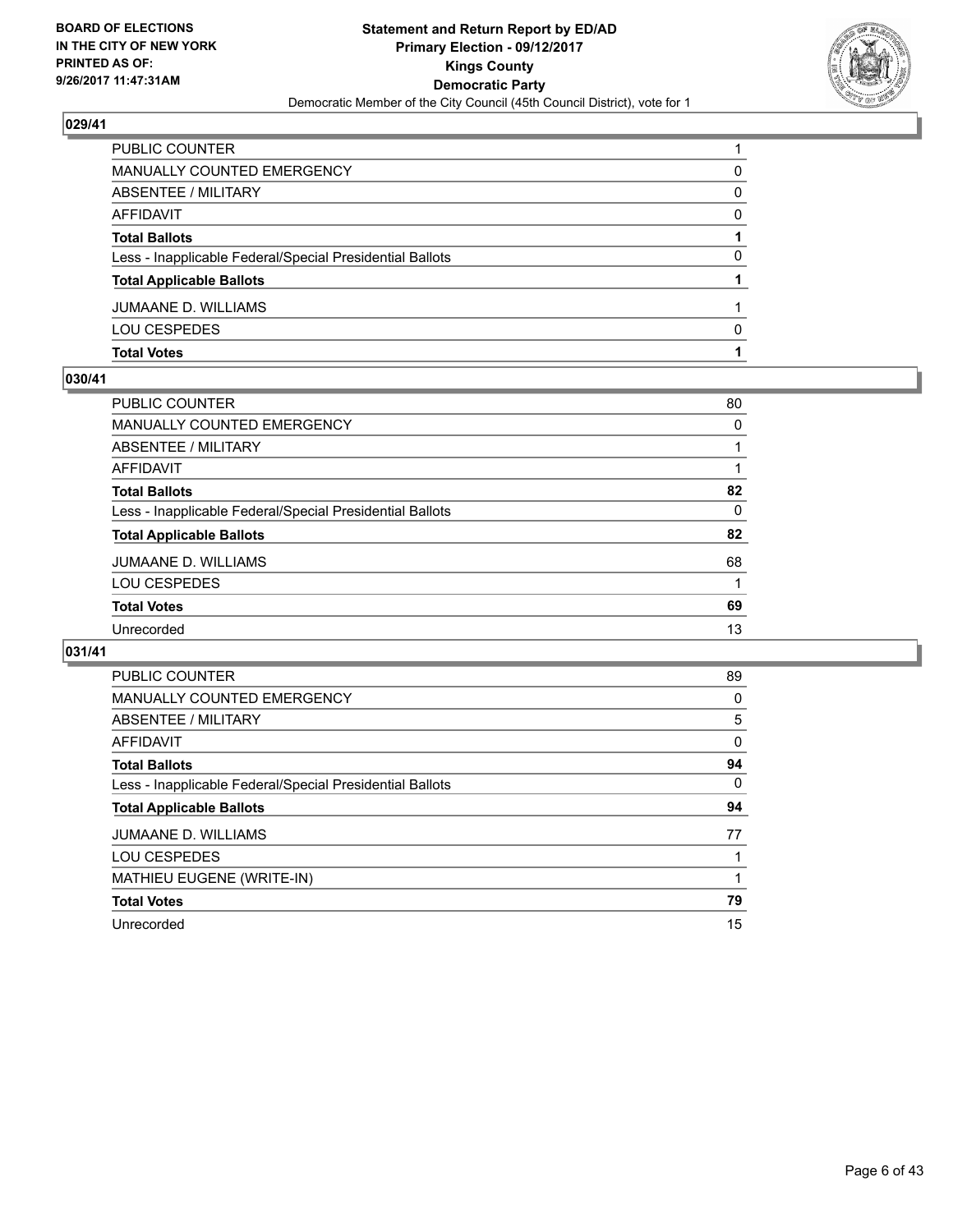**BOARD OF ELECTIONS IN THE CITY OF NEW YORK PRINTED AS OF: 9/26/2017 11:47:31AM**

# Statement and Return Report by ED/AD
## Primary Election - 09/12/2017
## Kings County
## Democratic Party
Democratic Member of the City Council (45th Council District), vote for 1

### 029/41

| | |
|---|---|
| PUBLIC COUNTER | 1 |
| MANUALLY COUNTED EMERGENCY | 0 |
| ABSENTEE / MILITARY | 0 |
| AFFIDAVIT | 0 |
| **Total Ballots** | **1** |
| Less - Inapplicable Federal/Special Presidential Ballots | 0 |
| **Total Applicable Ballots** | **1** |
| JUMAANE D. WILLIAMS | 1 |
| LOU CESPEDES | 0 |
| **Total Votes** | **1** |

### 030/41

| | |
|---|---|
| PUBLIC COUNTER | 80 |
| MANUALLY COUNTED EMERGENCY | 0 |
| ABSENTEE / MILITARY | 1 |
| AFFIDAVIT | 1 |
| **Total Ballots** | **82** |
| Less - Inapplicable Federal/Special Presidential Ballots | 0 |
| **Total Applicable Ballots** | **82** |
| JUMAANE D. WILLIAMS | 68 |
| LOU CESPEDES | 1 |
| **Total Votes** | **69** |
| Unrecorded | 13 |

### 031/41

| | |
|---|---|
| PUBLIC COUNTER | 89 |
| MANUALLY COUNTED EMERGENCY | 0 |
| ABSENTEE / MILITARY | 5 |
| AFFIDAVIT | 0 |
| **Total Ballots** | **94** |
| Less - Inapplicable Federal/Special Presidential Ballots | 0 |
| **Total Applicable Ballots** | **94** |
| JUMAANE D. WILLIAMS | 77 |
| LOU CESPEDES | 1 |
| MATHIEU EUGENE (WRITE-IN) | 1 |
| **Total Votes** | **79** |
| Unrecorded | 15 |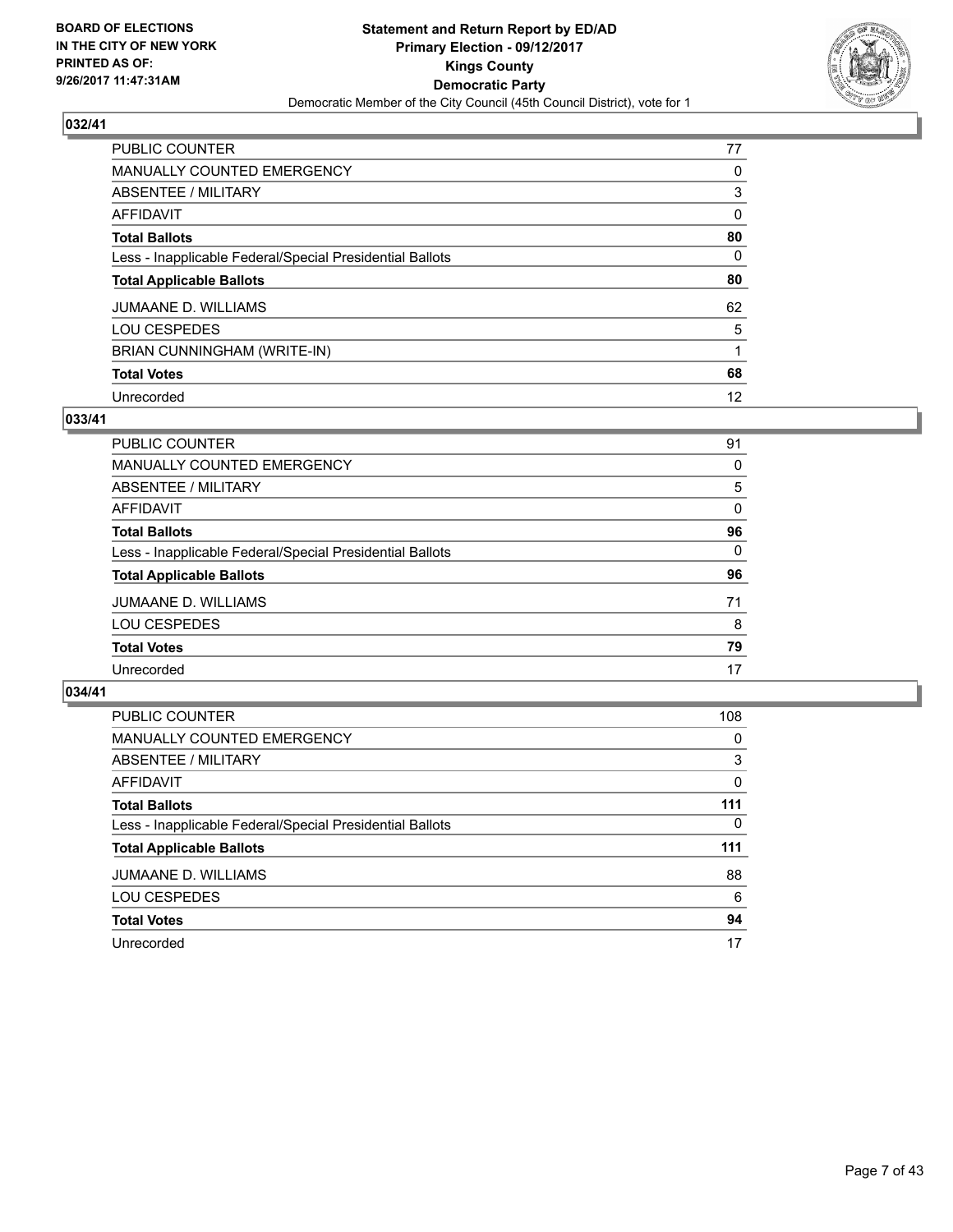**BOARD OF ELECTIONS IN THE CITY OF NEW YORK PRINTED AS OF: 9/26/2017 11:47:31AM**

**Statement and Return Report by ED/AD**
**Primary Election - 09/12/2017**
**Kings County**
**Democratic Party**
Democratic Member of the City Council (45th Council District), vote for 1

## 032/41

| | |
|---|---|
| PUBLIC COUNTER | 77 |
| MANUALLY COUNTED EMERGENCY | 0 |
| ABSENTEE / MILITARY | 3 |
| AFFIDAVIT | 0 |
| **Total Ballots** | **80** |
| Less - Inapplicable Federal/Special Presidential Ballots | 0 |
| **Total Applicable Ballots** | **80** |
| JUMAANE D. WILLIAMS | 62 |
| LOU CESPEDES | 5 |
| BRIAN CUNNINGHAM (WRITE-IN) | 1 |
| **Total Votes** | **68** |
| Unrecorded | 12 |

## 033/41

| | |
|---|---|
| PUBLIC COUNTER | 91 |
| MANUALLY COUNTED EMERGENCY | 0 |
| ABSENTEE / MILITARY | 5 |
| AFFIDAVIT | 0 |
| **Total Ballots** | **96** |
| Less - Inapplicable Federal/Special Presidential Ballots | 0 |
| **Total Applicable Ballots** | **96** |
| JUMAANE D. WILLIAMS | 71 |
| LOU CESPEDES | 8 |
| **Total Votes** | **79** |
| Unrecorded | 17 |

## 034/41

| | |
|---|---|
| PUBLIC COUNTER | 108 |
| MANUALLY COUNTED EMERGENCY | 0 |
| ABSENTEE / MILITARY | 3 |
| AFFIDAVIT | 0 |
| **Total Ballots** | **111** |
| Less - Inapplicable Federal/Special Presidential Ballots | 0 |
| **Total Applicable Ballots** | **111** |
| JUMAANE D. WILLIAMS | 88 |
| LOU CESPEDES | 6 |
| **Total Votes** | **94** |
| Unrecorded | 17 |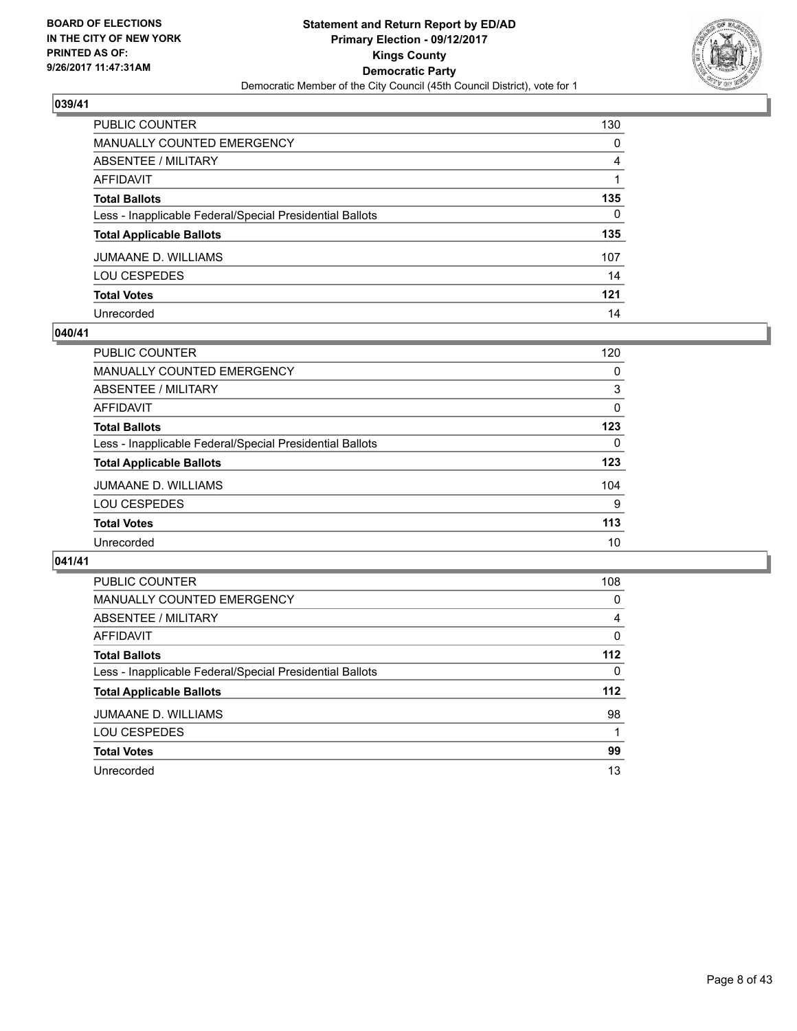**BOARD OF ELECTIONS IN THE CITY OF NEW YORK PRINTED AS OF: 9/26/2017 11:47:31AM**

**Statement and Return Report by ED/AD**
**Primary Election - 09/12/2017**
**Kings County**
**Democratic Party**
Democratic Member of the City Council (45th Council District), vote for 1

## 039/41

| | |
|---|---|
| PUBLIC COUNTER | 130 |
| MANUALLY COUNTED EMERGENCY | 0 |
| ABSENTEE / MILITARY | 4 |
| AFFIDAVIT | 1 |
| **Total Ballots** | **135** |
| Less - Inapplicable Federal/Special Presidential Ballots | 0 |
| **Total Applicable Ballots** | **135** |
| JUMAANE D. WILLIAMS | 107 |
| LOU CESPEDES | 14 |
| **Total Votes** | **121** |
| Unrecorded | 14 |

## 040/41

| | |
|---|---|
| PUBLIC COUNTER | 120 |
| MANUALLY COUNTED EMERGENCY | 0 |
| ABSENTEE / MILITARY | 3 |
| AFFIDAVIT | 0 |
| **Total Ballots** | **123** |
| Less - Inapplicable Federal/Special Presidential Ballots | 0 |
| **Total Applicable Ballots** | **123** |
| JUMAANE D. WILLIAMS | 104 |
| LOU CESPEDES | 9 |
| **Total Votes** | **113** |
| Unrecorded | 10 |

## 041/41

| | |
|---|---|
| PUBLIC COUNTER | 108 |
| MANUALLY COUNTED EMERGENCY | 0 |
| ABSENTEE / MILITARY | 4 |
| AFFIDAVIT | 0 |
| **Total Ballots** | **112** |
| Less - Inapplicable Federal/Special Presidential Ballots | 0 |
| **Total Applicable Ballots** | **112** |
| JUMAANE D. WILLIAMS | 98 |
| LOU CESPEDES | 1 |
| **Total Votes** | **99** |
| Unrecorded | 13 |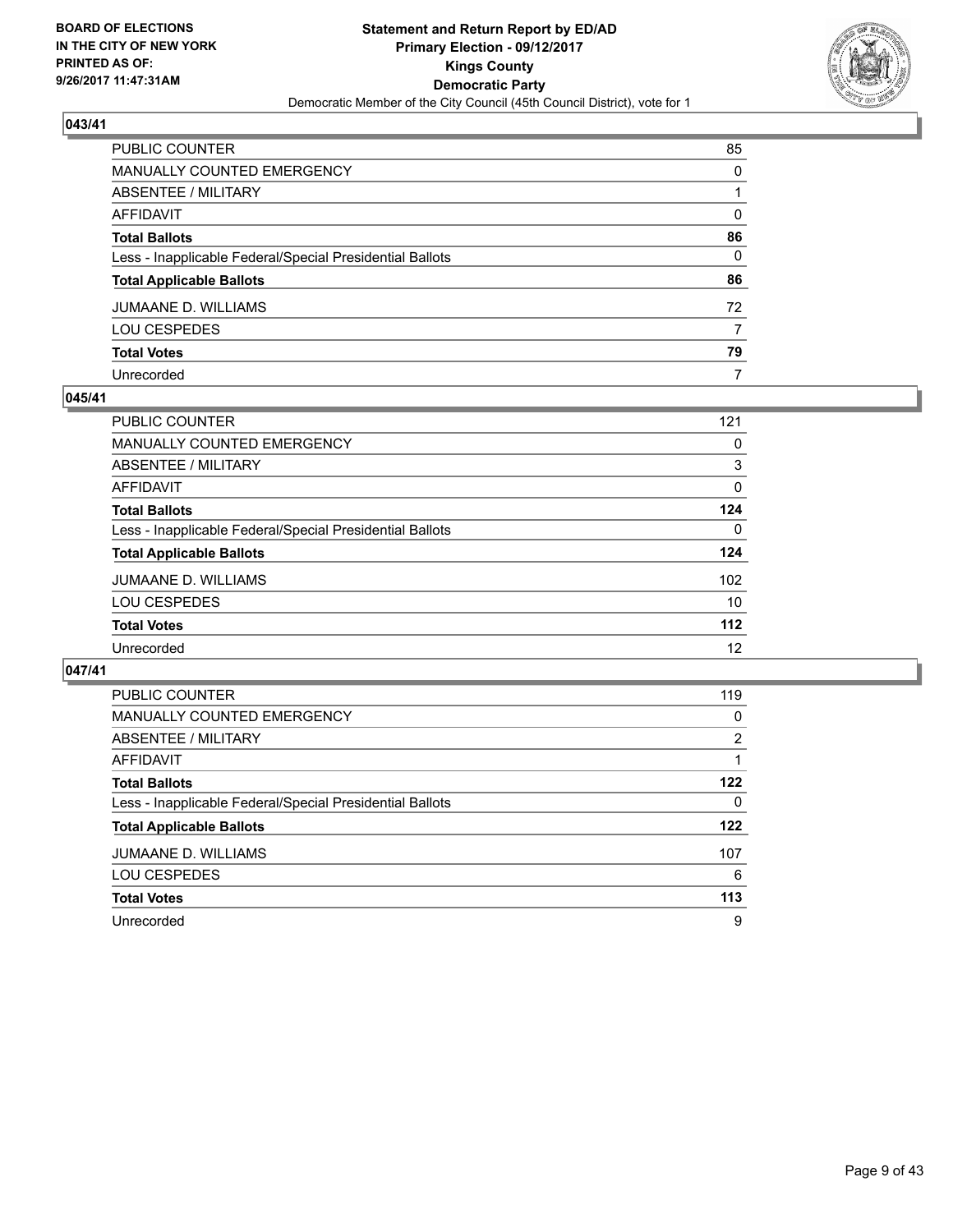BOARD OF ELECTIONS
IN THE CITY OF NEW YORK
PRINTED AS OF:
9/26/2017 11:47:31AM

**Statement and Return Report by ED/AD**
**Primary Election - 09/12/2017**
**Kings County**
**Democratic Party**
Democratic Member of the City Council (45th Council District), vote for 1

### 043/41

| | |
|---|---|
| PUBLIC COUNTER | 85 |
| MANUALLY COUNTED EMERGENCY | 0 |
| ABSENTEE / MILITARY | 1 |
| AFFIDAVIT | 0 |
| **Total Ballots** | **86** |
| Less - Inapplicable Federal/Special Presidential Ballots | 0 |
| **Total Applicable Ballots** | **86** |
| JUMAANE D. WILLIAMS | 72 |
| LOU CESPEDES | 7 |
| **Total Votes** | **79** |
| Unrecorded | 7 |

### 045/41

| | |
|---|---|
| PUBLIC COUNTER | 121 |
| MANUALLY COUNTED EMERGENCY | 0 |
| ABSENTEE / MILITARY | 3 |
| AFFIDAVIT | 0 |
| **Total Ballots** | **124** |
| Less - Inapplicable Federal/Special Presidential Ballots | 0 |
| **Total Applicable Ballots** | **124** |
| JUMAANE D. WILLIAMS | 102 |
| LOU CESPEDES | 10 |
| **Total Votes** | **112** |
| Unrecorded | 12 |

### 047/41

| | |
|---|---|
| PUBLIC COUNTER | 119 |
| MANUALLY COUNTED EMERGENCY | 0 |
| ABSENTEE / MILITARY | 2 |
| AFFIDAVIT | 1 |
| **Total Ballots** | **122** |
| Less - Inapplicable Federal/Special Presidential Ballots | 0 |
| **Total Applicable Ballots** | **122** |
| JUMAANE D. WILLIAMS | 107 |
| LOU CESPEDES | 6 |
| **Total Votes** | **113** |
| Unrecorded | 9 |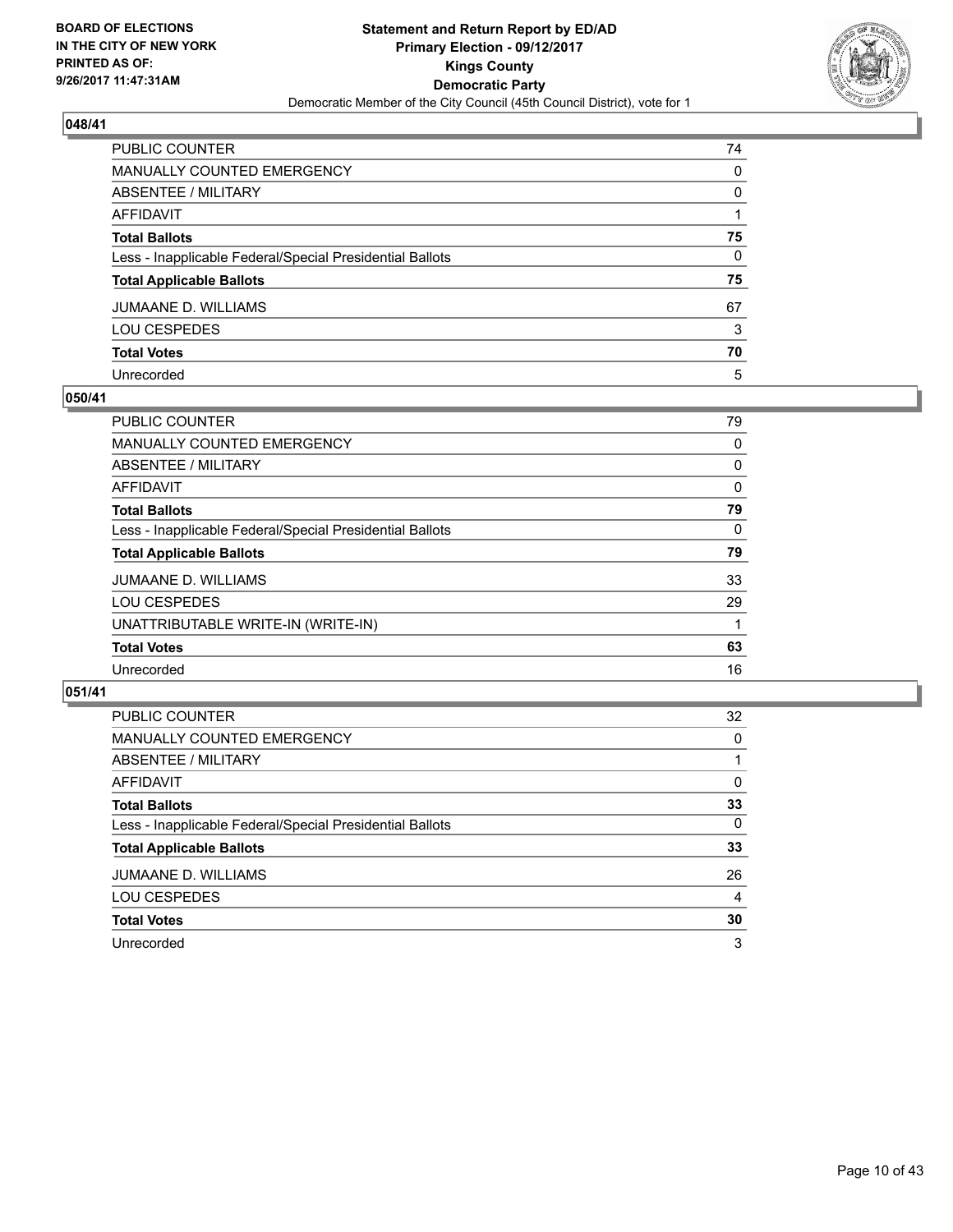BOARD OF ELECTIONS
IN THE CITY OF NEW YORK
PRINTED AS OF:
9/26/2017 11:47:31AM

**Statement and Return Report by ED/AD**
**Primary Election - 09/12/2017**
**Kings County**
**Democratic Party**
Democratic Member of the City Council (45th Council District), vote for 1

### 048/41

| | |
|---|---|
| PUBLIC COUNTER | 74 |
| MANUALLY COUNTED EMERGENCY | 0 |
| ABSENTEE / MILITARY | 0 |
| AFFIDAVIT | 1 |
| **Total Ballots** | **75** |
| Less - Inapplicable Federal/Special Presidential Ballots | 0 |
| **Total Applicable Ballots** | **75** |
| JUMAANE D. WILLIAMS | 67 |
| LOU CESPEDES | 3 |
| **Total Votes** | **70** |
| Unrecorded | 5 |

### 050/41

| | |
|---|---|
| PUBLIC COUNTER | 79 |
| MANUALLY COUNTED EMERGENCY | 0 |
| ABSENTEE / MILITARY | 0 |
| AFFIDAVIT | 0 |
| **Total Ballots** | **79** |
| Less - Inapplicable Federal/Special Presidential Ballots | 0 |
| **Total Applicable Ballots** | **79** |
| JUMAANE D. WILLIAMS | 33 |
| LOU CESPEDES | 29 |
| UNATTRIBUTABLE WRITE-IN (WRITE-IN) | 1 |
| **Total Votes** | **63** |
| Unrecorded | 16 |

### 051/41

| | |
|---|---|
| PUBLIC COUNTER | 32 |
| MANUALLY COUNTED EMERGENCY | 0 |
| ABSENTEE / MILITARY | 1 |
| AFFIDAVIT | 0 |
| **Total Ballots** | **33** |
| Less - Inapplicable Federal/Special Presidential Ballots | 0 |
| **Total Applicable Ballots** | **33** |
| JUMAANE D. WILLIAMS | 26 |
| LOU CESPEDES | 4 |
| **Total Votes** | **30** |
| Unrecorded | 3 |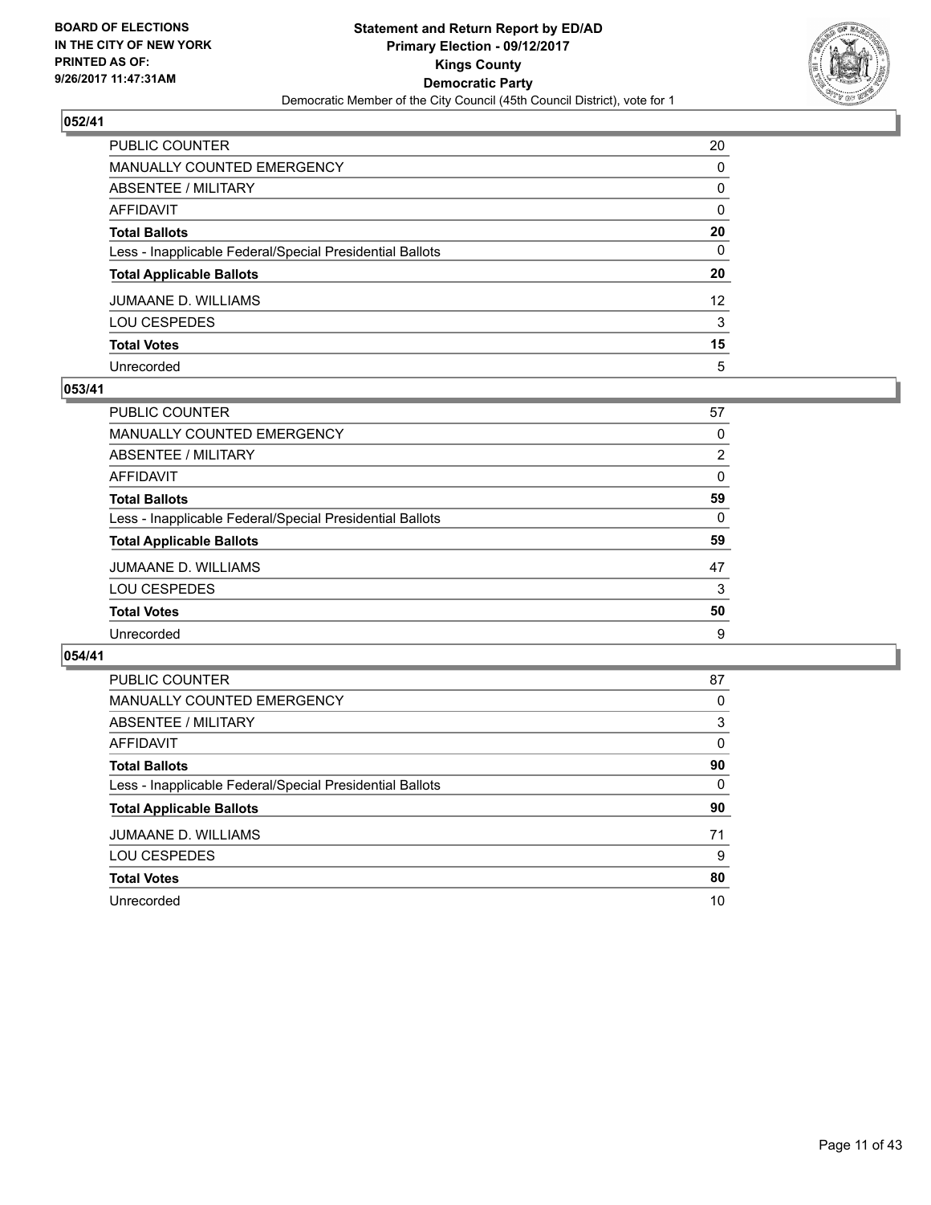## 052/41

| | |
|---|---|
| PUBLIC COUNTER | 20 |
| MANUALLY COUNTED EMERGENCY | 0 |
| ABSENTEE / MILITARY | 0 |
| AFFIDAVIT | 0 |
| **Total Ballots** | **20** |
| Less - Inapplicable Federal/Special Presidential Ballots | 0 |
| **Total Applicable Ballots** | **20** |
| JUMAANE D. WILLIAMS | 12 |
| LOU CESPEDES | 3 |
| **Total Votes** | **15** |
| Unrecorded | 5 |

## 053/41

| | |
|---|---|
| PUBLIC COUNTER | 57 |
| MANUALLY COUNTED EMERGENCY | 0 |
| ABSENTEE / MILITARY | 2 |
| AFFIDAVIT | 0 |
| **Total Ballots** | **59** |
| Less - Inapplicable Federal/Special Presidential Ballots | 0 |
| **Total Applicable Ballots** | **59** |
| JUMAANE D. WILLIAMS | 47 |
| LOU CESPEDES | 3 |
| **Total Votes** | **50** |
| Unrecorded | 9 |

## 054/41

| | |
|---|---|
| PUBLIC COUNTER | 87 |
| MANUALLY COUNTED EMERGENCY | 0 |
| ABSENTEE / MILITARY | 3 |
| AFFIDAVIT | 0 |
| **Total Ballots** | **90** |
| Less - Inapplicable Federal/Special Presidential Ballots | 0 |
| **Total Applicable Ballots** | **90** |
| JUMAANE D. WILLIAMS | 71 |
| LOU CESPEDES | 9 |
| **Total Votes** | **80** |
| Unrecorded | 10 |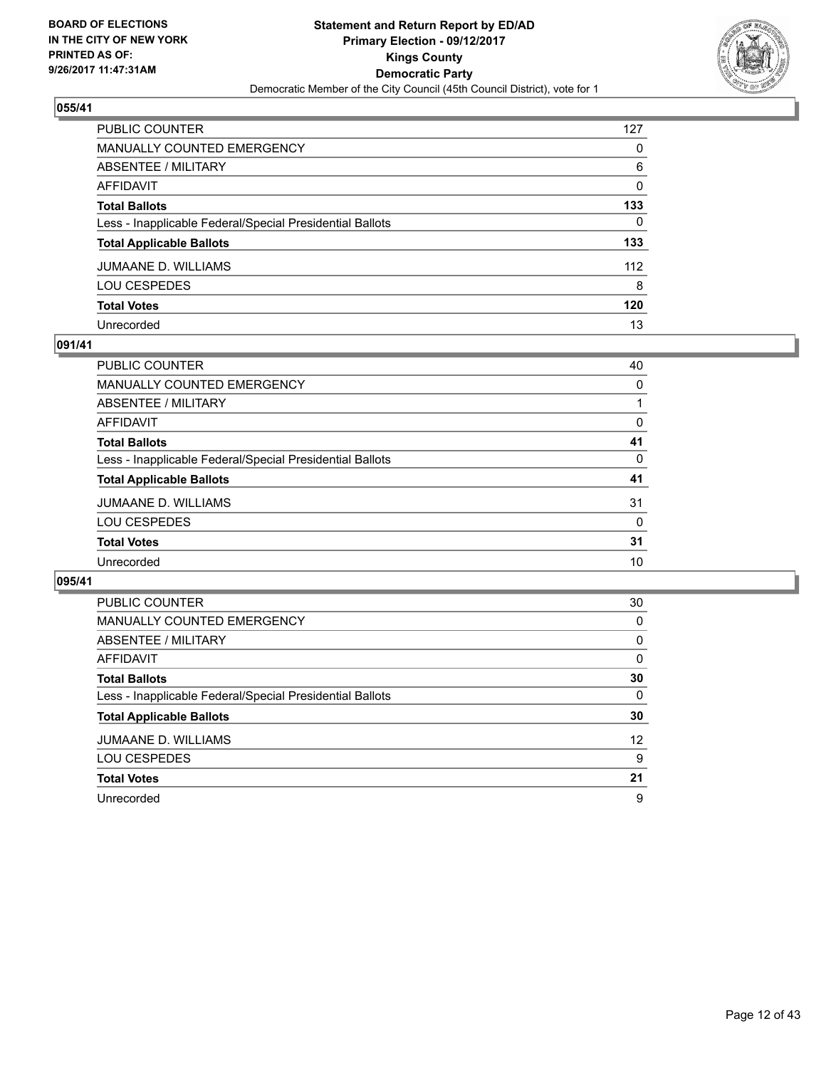**Statement and Return Report by ED/AD**
**Primary Election - 09/12/2017**
**Kings County**
**Democratic Party**
Democratic Member of the City Council (45th Council District), vote for 1

BOARD OF ELECTIONS
IN THE CITY OF NEW YORK
PRINTED AS OF:
9/26/2017 11:47:31AM

### 055/41

| | |
|---|---|
| PUBLIC COUNTER | 127 |
| MANUALLY COUNTED EMERGENCY | 0 |
| ABSENTEE / MILITARY | 6 |
| AFFIDAVIT | 0 |
| **Total Ballots** | **133** |
| Less - Inapplicable Federal/Special Presidential Ballots | 0 |
| **Total Applicable Ballots** | **133** |
| JUMAANE D. WILLIAMS | 112 |
| LOU CESPEDES | 8 |
| **Total Votes** | **120** |
| Unrecorded | 13 |

### 091/41

| | |
|---|---|
| PUBLIC COUNTER | 40 |
| MANUALLY COUNTED EMERGENCY | 0 |
| ABSENTEE / MILITARY | 1 |
| AFFIDAVIT | 0 |
| **Total Ballots** | **41** |
| Less - Inapplicable Federal/Special Presidential Ballots | 0 |
| **Total Applicable Ballots** | **41** |
| JUMAANE D. WILLIAMS | 31 |
| LOU CESPEDES | 0 |
| **Total Votes** | **31** |
| Unrecorded | 10 |

### 095/41

| | |
|---|---|
| PUBLIC COUNTER | 30 |
| MANUALLY COUNTED EMERGENCY | 0 |
| ABSENTEE / MILITARY | 0 |
| AFFIDAVIT | 0 |
| **Total Ballots** | **30** |
| Less - Inapplicable Federal/Special Presidential Ballots | 0 |
| **Total Applicable Ballots** | **30** |
| JUMAANE D. WILLIAMS | 12 |
| LOU CESPEDES | 9 |
| **Total Votes** | **21** |
| Unrecorded | 9 |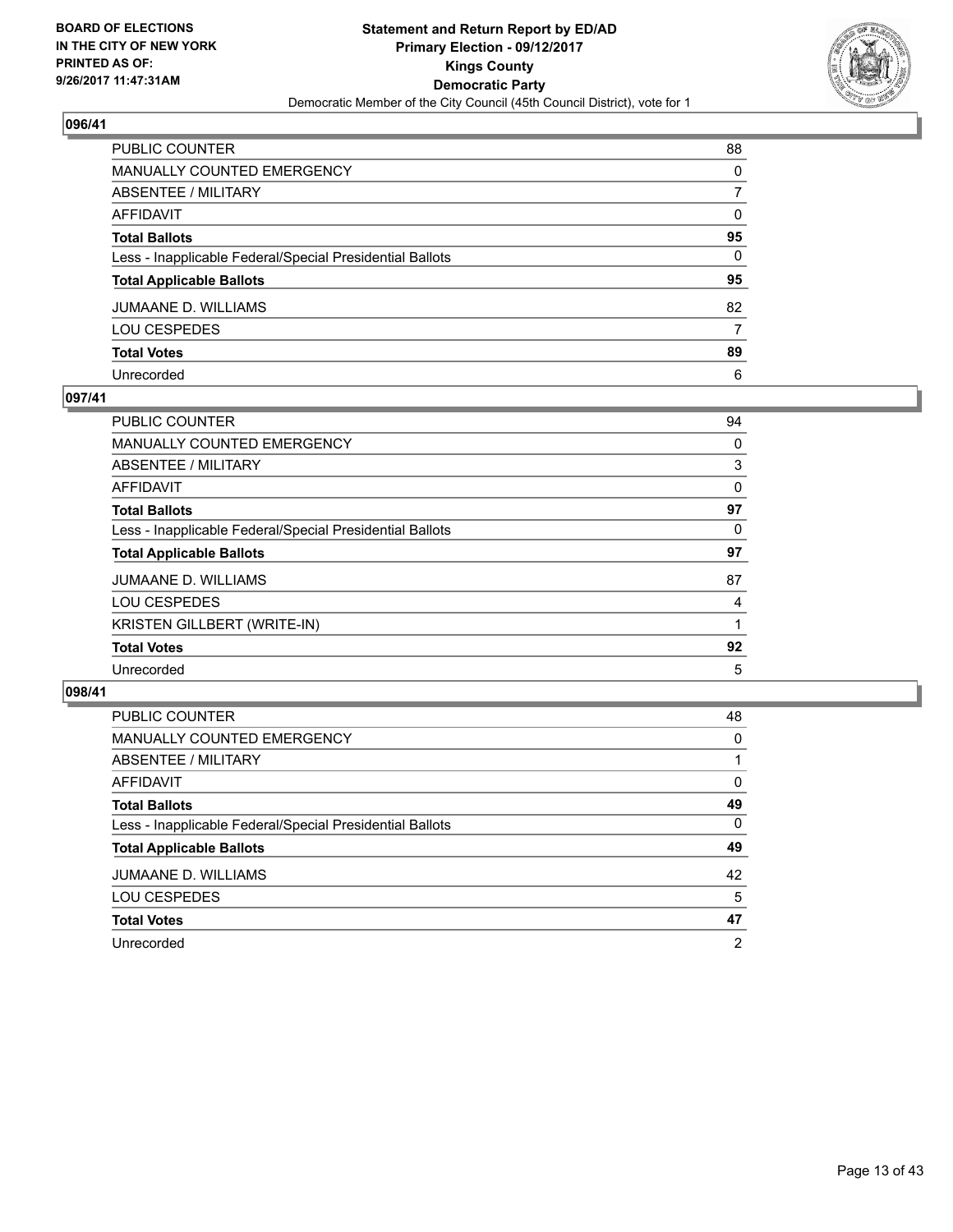**BOARD OF ELECTIONS IN THE CITY OF NEW YORK PRINTED AS OF: 9/26/2017 11:47:31AM**

**Statement and Return Report by ED/AD Primary Election - 09/12/2017 Kings County Democratic Party**

Democratic Member of the City Council (45th Council District), vote for 1

## 096/41

| | |
|---|---|
| PUBLIC COUNTER | 88 |
| MANUALLY COUNTED EMERGENCY | 0 |
| ABSENTEE / MILITARY | 7 |
| AFFIDAVIT | 0 |
| **Total Ballots** | **95** |
| Less - Inapplicable Federal/Special Presidential Ballots | 0 |
| **Total Applicable Ballots** | **95** |
| JUMAANE D. WILLIAMS | 82 |
| LOU CESPEDES | 7 |
| **Total Votes** | **89** |
| Unrecorded | 6 |

## 097/41

| | |
|---|---|
| PUBLIC COUNTER | 94 |
| MANUALLY COUNTED EMERGENCY | 0 |
| ABSENTEE / MILITARY | 3 |
| AFFIDAVIT | 0 |
| **Total Ballots** | **97** |
| Less - Inapplicable Federal/Special Presidential Ballots | 0 |
| **Total Applicable Ballots** | **97** |
| JUMAANE D. WILLIAMS | 87 |
| LOU CESPEDES | 4 |
| KRISTEN GILLBERT (WRITE-IN) | 1 |
| **Total Votes** | **92** |
| Unrecorded | 5 |

## 098/41

| | |
|---|---|
| PUBLIC COUNTER | 48 |
| MANUALLY COUNTED EMERGENCY | 0 |
| ABSENTEE / MILITARY | 1 |
| AFFIDAVIT | 0 |
| **Total Ballots** | **49** |
| Less - Inapplicable Federal/Special Presidential Ballots | 0 |
| **Total Applicable Ballots** | **49** |
| JUMAANE D. WILLIAMS | 42 |
| LOU CESPEDES | 5 |
| **Total Votes** | **47** |
| Unrecorded | 2 |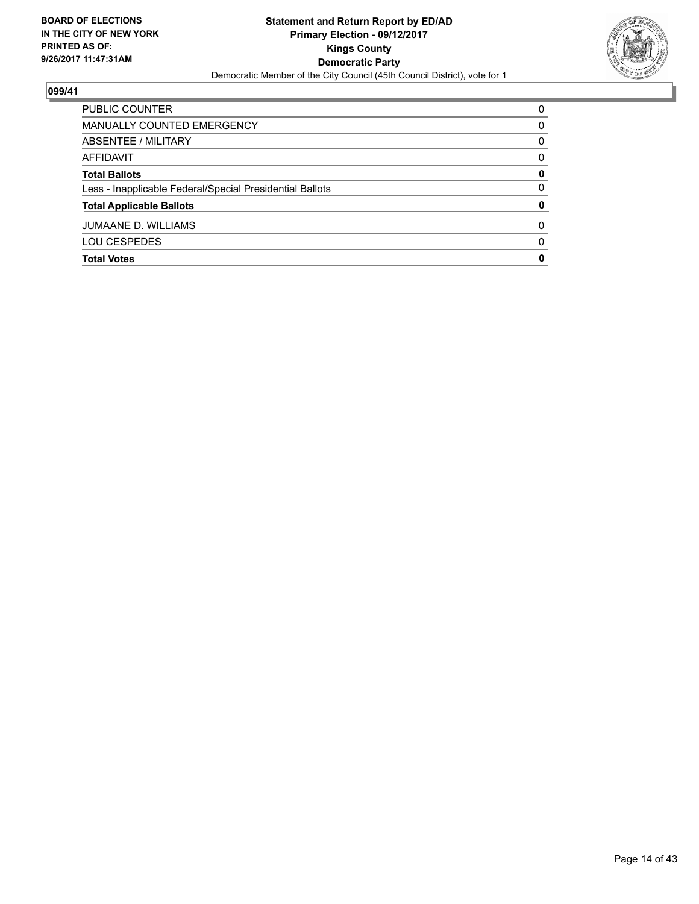BOARD OF ELECTIONS
IN THE CITY OF NEW YORK
PRINTED AS OF:
9/26/2017 11:47:31AM

**Statement and Return Report by ED/AD**
**Primary Election - 09/12/2017**
**Kings County**
**Democratic Party**
Democratic Member of the City Council (45th Council District), vote for 1

## 099/41

| | |
|---|---|
| PUBLIC COUNTER | 0 |
| MANUALLY COUNTED EMERGENCY | 0 |
| ABSENTEE / MILITARY | 0 |
| AFFIDAVIT | 0 |
| **Total Ballots** | **0** |
| Less - Inapplicable Federal/Special Presidential Ballots | 0 |
| **Total Applicable Ballots** | **0** |
| JUMAANE D. WILLIAMS | 0 |
| LOU CESPEDES | 0 |
| **Total Votes** | **0** |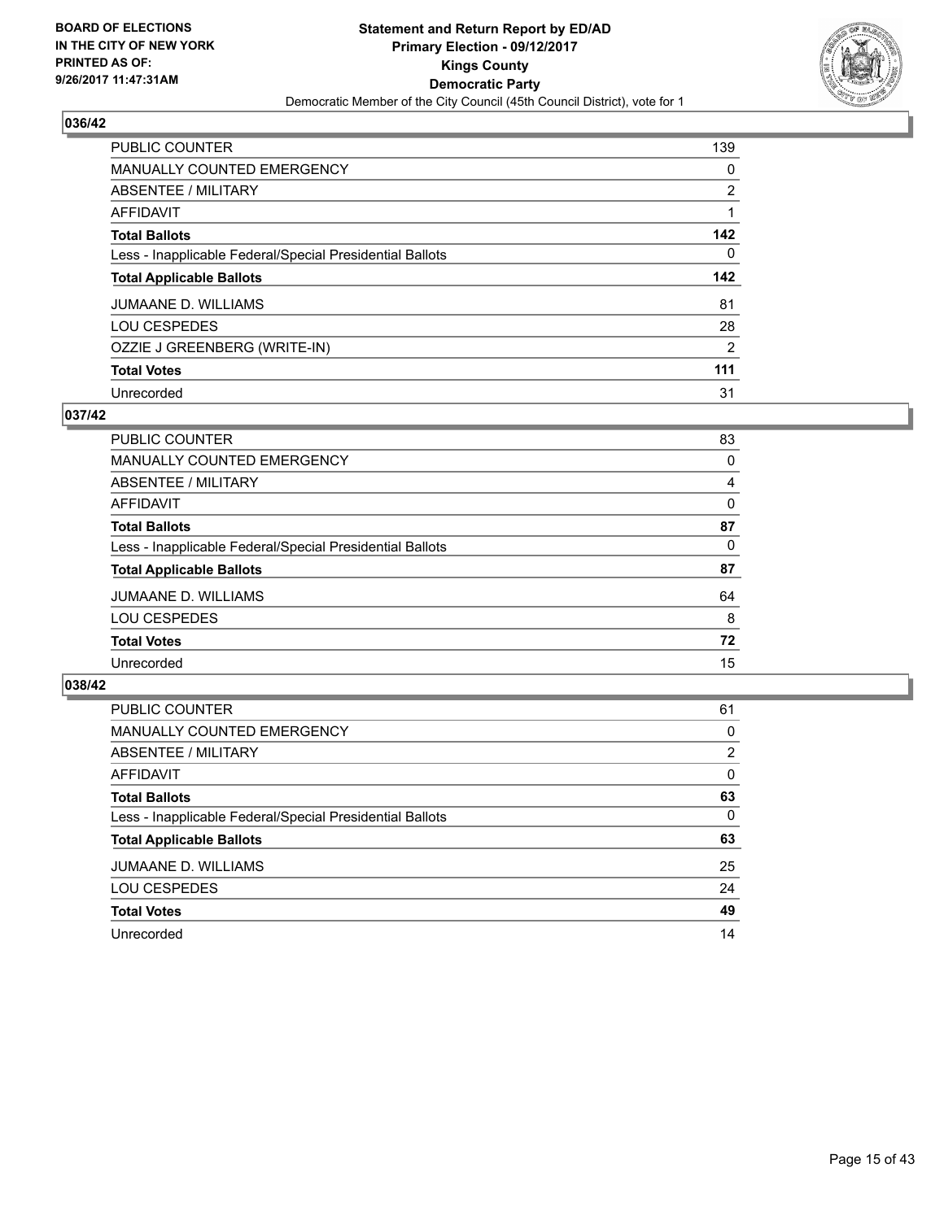**BOARD OF ELECTIONS IN THE CITY OF NEW YORK PRINTED AS OF: 9/26/2017 11:47:31AM**

**Statement and Return Report by ED/AD**
**Primary Election - 09/12/2017**
**Kings County**
**Democratic Party**
Democratic Member of the City Council (45th Council District), vote for 1

## 036/42

| | |
|---|---|
| PUBLIC COUNTER | 139 |
| MANUALLY COUNTED EMERGENCY | 0 |
| ABSENTEE / MILITARY | 2 |
| AFFIDAVIT | 1 |
| **Total Ballots** | **142** |
| Less - Inapplicable Federal/Special Presidential Ballots | 0 |
| **Total Applicable Ballots** | **142** |
| JUMAANE D. WILLIAMS | 81 |
| LOU CESPEDES | 28 |
| OZZIE J GREENBERG (WRITE-IN) | 2 |
| **Total Votes** | **111** |
| Unrecorded | 31 |

## 037/42

| | |
|---|---|
| PUBLIC COUNTER | 83 |
| MANUALLY COUNTED EMERGENCY | 0 |
| ABSENTEE / MILITARY | 4 |
| AFFIDAVIT | 0 |
| **Total Ballots** | **87** |
| Less - Inapplicable Federal/Special Presidential Ballots | 0 |
| **Total Applicable Ballots** | **87** |
| JUMAANE D. WILLIAMS | 64 |
| LOU CESPEDES | 8 |
| **Total Votes** | **72** |
| Unrecorded | 15 |

## 038/42

| | |
|---|---|
| PUBLIC COUNTER | 61 |
| MANUALLY COUNTED EMERGENCY | 0 |
| ABSENTEE / MILITARY | 2 |
| AFFIDAVIT | 0 |
| **Total Ballots** | **63** |
| Less - Inapplicable Federal/Special Presidential Ballots | 0 |
| **Total Applicable Ballots** | **63** |
| JUMAANE D. WILLIAMS | 25 |
| LOU CESPEDES | 24 |
| **Total Votes** | **49** |
| Unrecorded | 14 |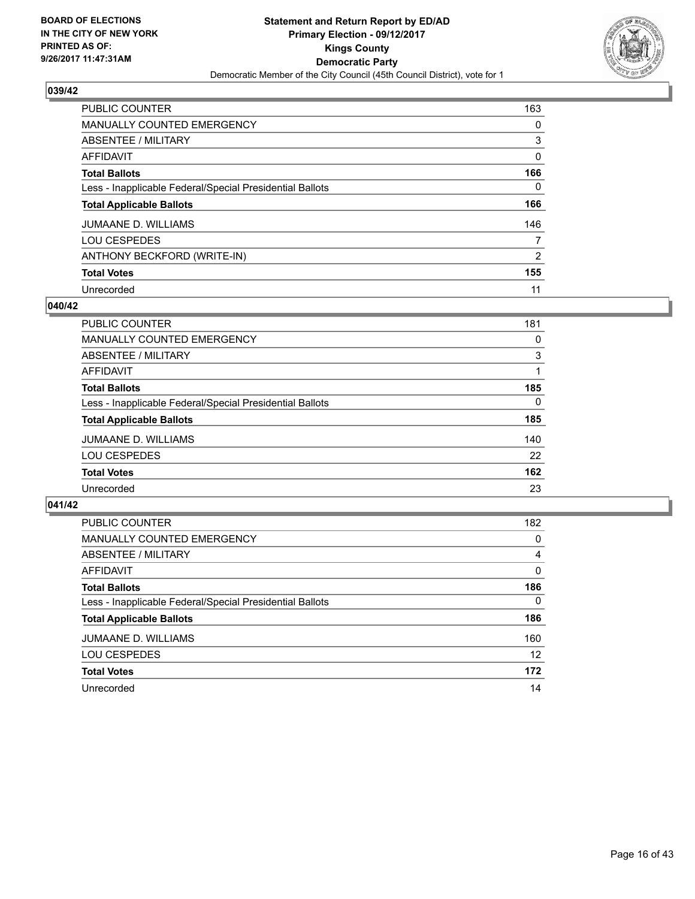BOARD OF ELECTIONS
IN THE CITY OF NEW YORK
PRINTED AS OF:
9/26/2017 11:47:31AM

**Statement and Return Report by ED/AD**
**Primary Election - 09/12/2017**
**Kings County**
**Democratic Party**
Democratic Member of the City Council (45th Council District), vote for 1

## 039/42

| | |
|---|---|
| PUBLIC COUNTER | 163 |
| MANUALLY COUNTED EMERGENCY | 0 |
| ABSENTEE / MILITARY | 3 |
| AFFIDAVIT | 0 |
| **Total Ballots** | **166** |
| Less - Inapplicable Federal/Special Presidential Ballots | 0 |
| **Total Applicable Ballots** | **166** |
| JUMAANE D. WILLIAMS | 146 |
| LOU CESPEDES | 7 |
| ANTHONY BECKFORD (WRITE-IN) | 2 |
| **Total Votes** | **155** |
| Unrecorded | 11 |

## 040/42

| | |
|---|---|
| PUBLIC COUNTER | 181 |
| MANUALLY COUNTED EMERGENCY | 0 |
| ABSENTEE / MILITARY | 3 |
| AFFIDAVIT | 1 |
| **Total Ballots** | **185** |
| Less - Inapplicable Federal/Special Presidential Ballots | 0 |
| **Total Applicable Ballots** | **185** |
| JUMAANE D. WILLIAMS | 140 |
| LOU CESPEDES | 22 |
| **Total Votes** | **162** |
| Unrecorded | 23 |

## 041/42

| | |
|---|---|
| PUBLIC COUNTER | 182 |
| MANUALLY COUNTED EMERGENCY | 0 |
| ABSENTEE / MILITARY | 4 |
| AFFIDAVIT | 0 |
| **Total Ballots** | **186** |
| Less - Inapplicable Federal/Special Presidential Ballots | 0 |
| **Total Applicable Ballots** | **186** |
| JUMAANE D. WILLIAMS | 160 |
| LOU CESPEDES | 12 |
| **Total Votes** | **172** |
| Unrecorded | 14 |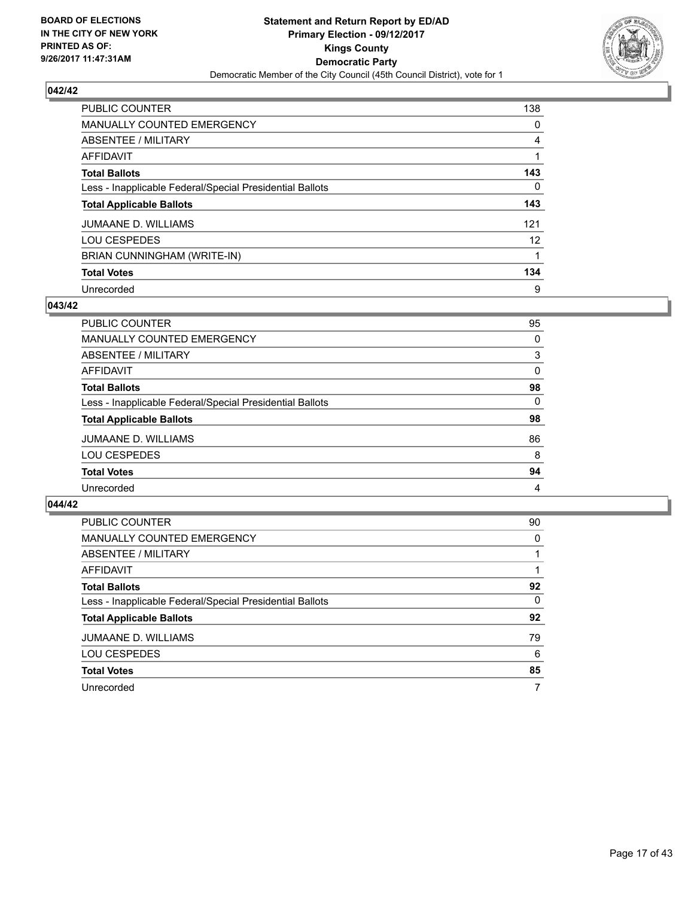BOARD OF ELECTIONS
IN THE CITY OF NEW YORK
PRINTED AS OF:
9/26/2017 11:47:31AM

**Statement and Return Report by ED/AD**
**Primary Election - 09/12/2017**
**Kings County**
**Democratic Party**
Democratic Member of the City Council (45th Council District), vote for 1

### 042/42

| | |
|---|---|
| PUBLIC COUNTER | 138 |
| MANUALLY COUNTED EMERGENCY | 0 |
| ABSENTEE / MILITARY | 4 |
| AFFIDAVIT | 1 |
| **Total Ballots** | **143** |
| Less - Inapplicable Federal/Special Presidential Ballots | 0 |
| **Total Applicable Ballots** | **143** |
| JUMAANE D. WILLIAMS | 121 |
| LOU CESPEDES | 12 |
| BRIAN CUNNINGHAM (WRITE-IN) | 1 |
| **Total Votes** | **134** |
| Unrecorded | 9 |

### 043/42

| | |
|---|---|
| PUBLIC COUNTER | 95 |
| MANUALLY COUNTED EMERGENCY | 0 |
| ABSENTEE / MILITARY | 3 |
| AFFIDAVIT | 0 |
| **Total Ballots** | **98** |
| Less - Inapplicable Federal/Special Presidential Ballots | 0 |
| **Total Applicable Ballots** | **98** |
| JUMAANE D. WILLIAMS | 86 |
| LOU CESPEDES | 8 |
| **Total Votes** | **94** |
| Unrecorded | 4 |

### 044/42

| | |
|---|---|
| PUBLIC COUNTER | 90 |
| MANUALLY COUNTED EMERGENCY | 0 |
| ABSENTEE / MILITARY | 1 |
| AFFIDAVIT | 1 |
| **Total Ballots** | **92** |
| Less - Inapplicable Federal/Special Presidential Ballots | 0 |
| **Total Applicable Ballots** | **92** |
| JUMAANE D. WILLIAMS | 79 |
| LOU CESPEDES | 6 |
| **Total Votes** | **85** |
| Unrecorded | 7 |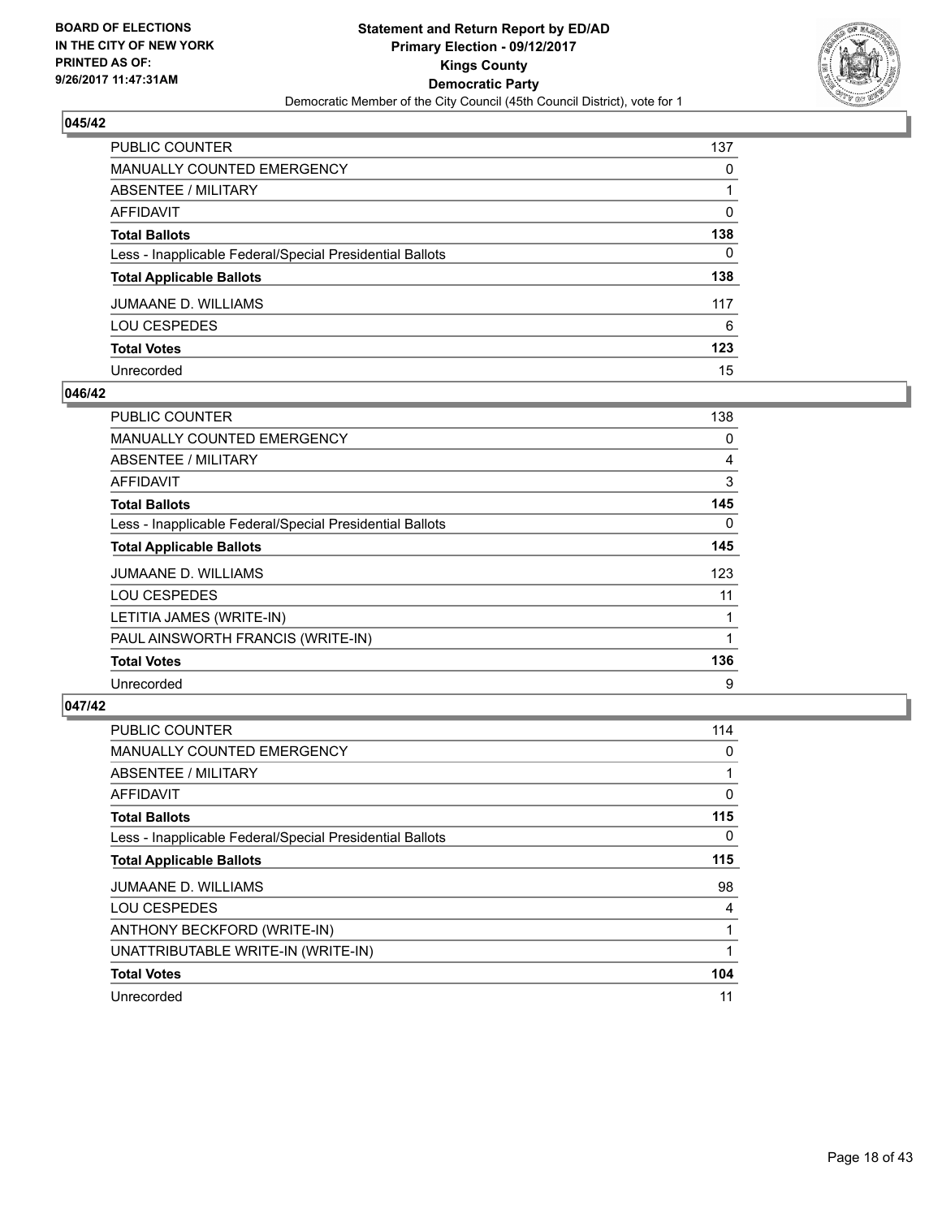**BOARD OF ELECTIONS IN THE CITY OF NEW YORK PRINTED AS OF: 9/26/2017 11:47:31AM**

**Statement and Return Report by ED/AD Primary Election - 09/12/2017 Kings County Democratic Party**

Democratic Member of the City Council (45th Council District), vote for 1

### 045/42

| | |
|---|---|
| PUBLIC COUNTER | 137 |
| MANUALLY COUNTED EMERGENCY | 0 |
| ABSENTEE / MILITARY | 1 |
| AFFIDAVIT | 0 |
| **Total Ballots** | **138** |
| Less - Inapplicable Federal/Special Presidential Ballots | 0 |
| **Total Applicable Ballots** | **138** |
| JUMAANE D. WILLIAMS | 117 |
| LOU CESPEDES | 6 |
| **Total Votes** | **123** |
| Unrecorded | 15 |

### 046/42

| | |
|---|---|
| PUBLIC COUNTER | 138 |
| MANUALLY COUNTED EMERGENCY | 0 |
| ABSENTEE / MILITARY | 4 |
| AFFIDAVIT | 3 |
| **Total Ballots** | **145** |
| Less - Inapplicable Federal/Special Presidential Ballots | 0 |
| **Total Applicable Ballots** | **145** |
| JUMAANE D. WILLIAMS | 123 |
| LOU CESPEDES | 11 |
| LETITIA JAMES (WRITE-IN) | 1 |
| PAUL AINSWORTH FRANCIS (WRITE-IN) | 1 |
| **Total Votes** | **136** |
| Unrecorded | 9 |

### 047/42

| | |
|---|---|
| PUBLIC COUNTER | 114 |
| MANUALLY COUNTED EMERGENCY | 0 |
| ABSENTEE / MILITARY | 1 |
| AFFIDAVIT | 0 |
| **Total Ballots** | **115** |
| Less - Inapplicable Federal/Special Presidential Ballots | 0 |
| **Total Applicable Ballots** | **115** |
| JUMAANE D. WILLIAMS | 98 |
| LOU CESPEDES | 4 |
| ANTHONY BECKFORD (WRITE-IN) | 1 |
| UNATTRIBUTABLE WRITE-IN (WRITE-IN) | 1 |
| **Total Votes** | **104** |
| Unrecorded | 11 |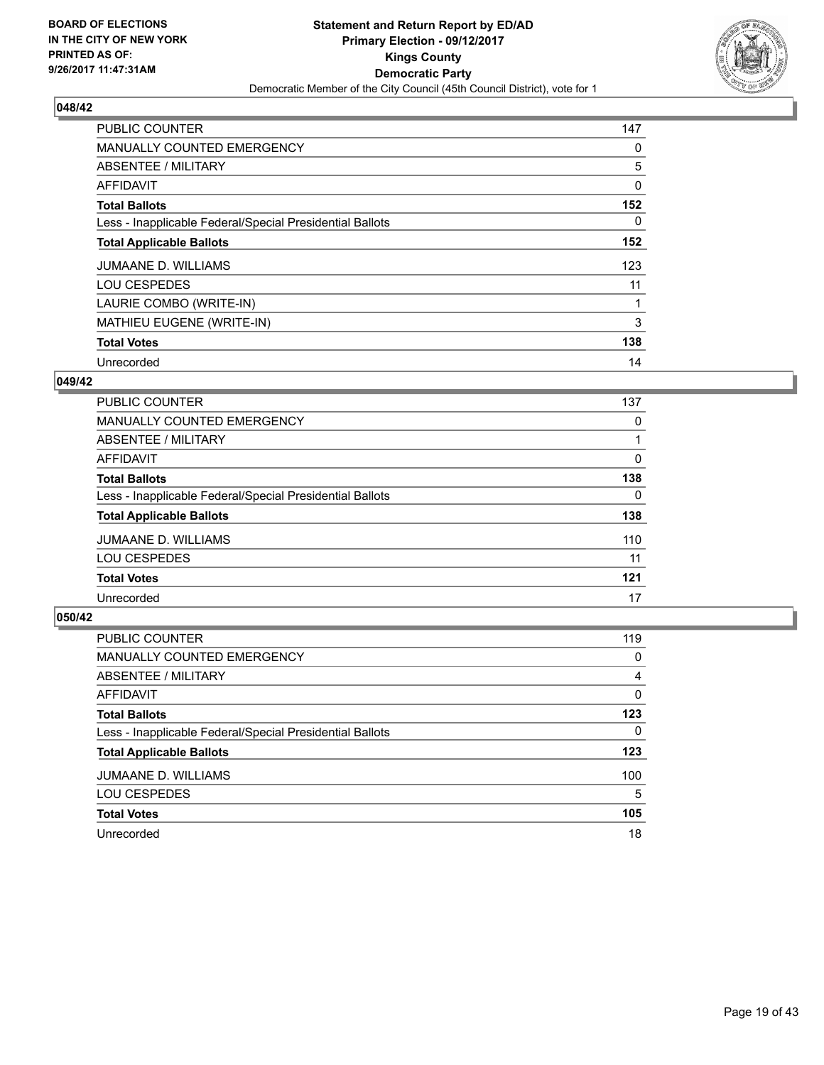**BOARD OF ELECTIONS IN THE CITY OF NEW YORK PRINTED AS OF: 9/26/2017 11:47:31AM**

**Statement and Return Report by ED/AD Primary Election - 09/12/2017 Kings County Democratic Party**

Democratic Member of the City Council (45th Council District), vote for 1

## 048/42

| | |
|---|---|
| PUBLIC COUNTER | 147 |
| MANUALLY COUNTED EMERGENCY | 0 |
| ABSENTEE / MILITARY | 5 |
| AFFIDAVIT | 0 |
| **Total Ballots** | **152** |
| Less - Inapplicable Federal/Special Presidential Ballots | 0 |
| **Total Applicable Ballots** | **152** |
| JUMAANE D. WILLIAMS | 123 |
| LOU CESPEDES | 11 |
| LAURIE COMBO (WRITE-IN) | 1 |
| MATHIEU EUGENE (WRITE-IN) | 3 |
| **Total Votes** | **138** |
| Unrecorded | 14 |

## 049/42

| | |
|---|---|
| PUBLIC COUNTER | 137 |
| MANUALLY COUNTED EMERGENCY | 0 |
| ABSENTEE / MILITARY | 1 |
| AFFIDAVIT | 0 |
| **Total Ballots** | **138** |
| Less - Inapplicable Federal/Special Presidential Ballots | 0 |
| **Total Applicable Ballots** | **138** |
| JUMAANE D. WILLIAMS | 110 |
| LOU CESPEDES | 11 |
| **Total Votes** | **121** |
| Unrecorded | 17 |

## 050/42

| | |
|---|---|
| PUBLIC COUNTER | 119 |
| MANUALLY COUNTED EMERGENCY | 0 |
| ABSENTEE / MILITARY | 4 |
| AFFIDAVIT | 0 |
| **Total Ballots** | **123** |
| Less - Inapplicable Federal/Special Presidential Ballots | 0 |
| **Total Applicable Ballots** | **123** |
| JUMAANE D. WILLIAMS | 100 |
| LOU CESPEDES | 5 |
| **Total Votes** | **105** |
| Unrecorded | 18 |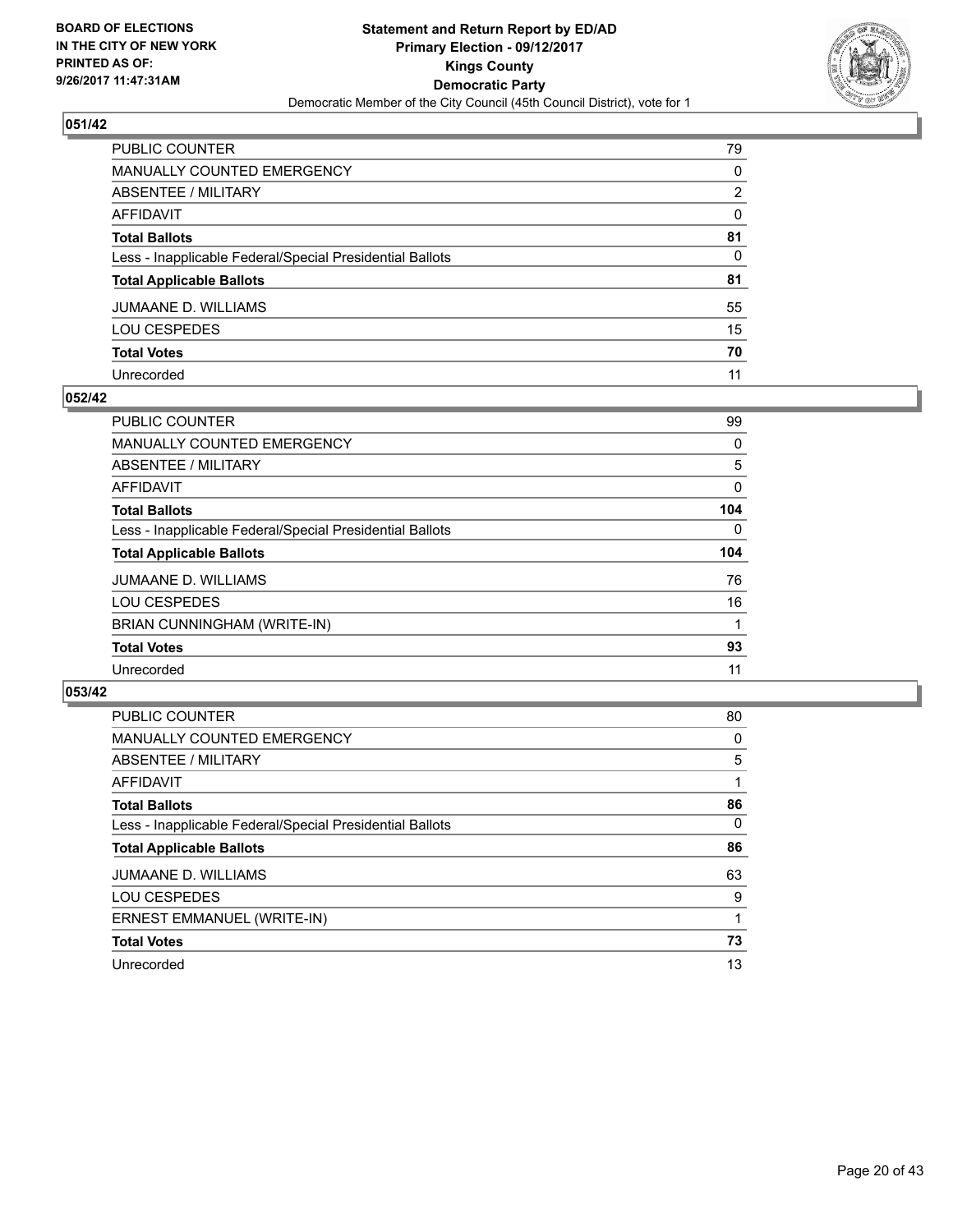**BOARD OF ELECTIONS IN THE CITY OF NEW YORK PRINTED AS OF: 9/26/2017 11:47:31AM**

# Statement and Return Report by ED/AD
## Primary Election - 09/12/2017
## Kings County
## Democratic Party
Democratic Member of the City Council (45th Council District), vote for 1

### 051/42

| | |
|---|---|
| PUBLIC COUNTER | 79 |
| MANUALLY COUNTED EMERGENCY | 0 |
| ABSENTEE / MILITARY | 2 |
| AFFIDAVIT | 0 |
| **Total Ballots** | **81** |
| Less - Inapplicable Federal/Special Presidential Ballots | 0 |
| **Total Applicable Ballots** | **81** |
| JUMAANE D. WILLIAMS | 55 |
| LOU CESPEDES | 15 |
| **Total Votes** | **70** |
| Unrecorded | 11 |

### 052/42

| | |
|---|---|
| PUBLIC COUNTER | 99 |
| MANUALLY COUNTED EMERGENCY | 0 |
| ABSENTEE / MILITARY | 5 |
| AFFIDAVIT | 0 |
| **Total Ballots** | **104** |
| Less - Inapplicable Federal/Special Presidential Ballots | 0 |
| **Total Applicable Ballots** | **104** |
| JUMAANE D. WILLIAMS | 76 |
| LOU CESPEDES | 16 |
| BRIAN CUNNINGHAM (WRITE-IN) | 1 |
| **Total Votes** | **93** |
| Unrecorded | 11 |

### 053/42

| | |
|---|---|
| PUBLIC COUNTER | 80 |
| MANUALLY COUNTED EMERGENCY | 0 |
| ABSENTEE / MILITARY | 5 |
| AFFIDAVIT | 1 |
| **Total Ballots** | **86** |
| Less - Inapplicable Federal/Special Presidential Ballots | 0 |
| **Total Applicable Ballots** | **86** |
| JUMAANE D. WILLIAMS | 63 |
| LOU CESPEDES | 9 |
| ERNEST EMMANUEL (WRITE-IN) | 1 |
| **Total Votes** | **73** |
| Unrecorded | 13 |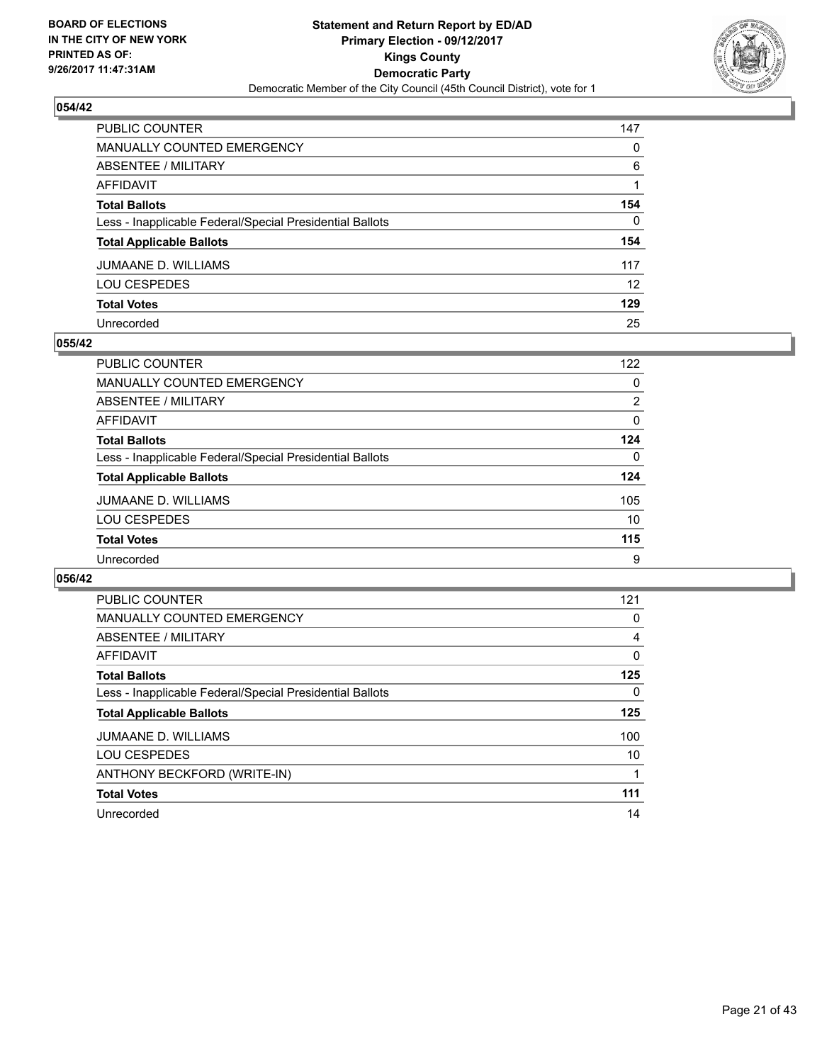**BOARD OF ELECTIONS IN THE CITY OF NEW YORK PRINTED AS OF: 9/26/2017 11:47:31AM**

**Statement and Return Report by ED/AD Primary Election - 09/12/2017 Kings County Democratic Party**

Democratic Member of the City Council (45th Council District), vote for 1

## 054/42

| | |
|---|---|
| PUBLIC COUNTER | 147 |
| MANUALLY COUNTED EMERGENCY | 0 |
| ABSENTEE / MILITARY | 6 |
| AFFIDAVIT | 1 |
| **Total Ballots** | **154** |
| Less - Inapplicable Federal/Special Presidential Ballots | 0 |
| **Total Applicable Ballots** | **154** |
| JUMAANE D. WILLIAMS | 117 |
| LOU CESPEDES | 12 |
| **Total Votes** | **129** |
| Unrecorded | 25 |

## 055/42

| | |
|---|---|
| PUBLIC COUNTER | 122 |
| MANUALLY COUNTED EMERGENCY | 0 |
| ABSENTEE / MILITARY | 2 |
| AFFIDAVIT | 0 |
| **Total Ballots** | **124** |
| Less - Inapplicable Federal/Special Presidential Ballots | 0 |
| **Total Applicable Ballots** | **124** |
| JUMAANE D. WILLIAMS | 105 |
| LOU CESPEDES | 10 |
| **Total Votes** | **115** |
| Unrecorded | 9 |

## 056/42

| | |
|---|---|
| PUBLIC COUNTER | 121 |
| MANUALLY COUNTED EMERGENCY | 0 |
| ABSENTEE / MILITARY | 4 |
| AFFIDAVIT | 0 |
| **Total Ballots** | **125** |
| Less - Inapplicable Federal/Special Presidential Ballots | 0 |
| **Total Applicable Ballots** | **125** |
| JUMAANE D. WILLIAMS | 100 |
| LOU CESPEDES | 10 |
| ANTHONY BECKFORD (WRITE-IN) | 1 |
| **Total Votes** | **111** |
| Unrecorded | 14 |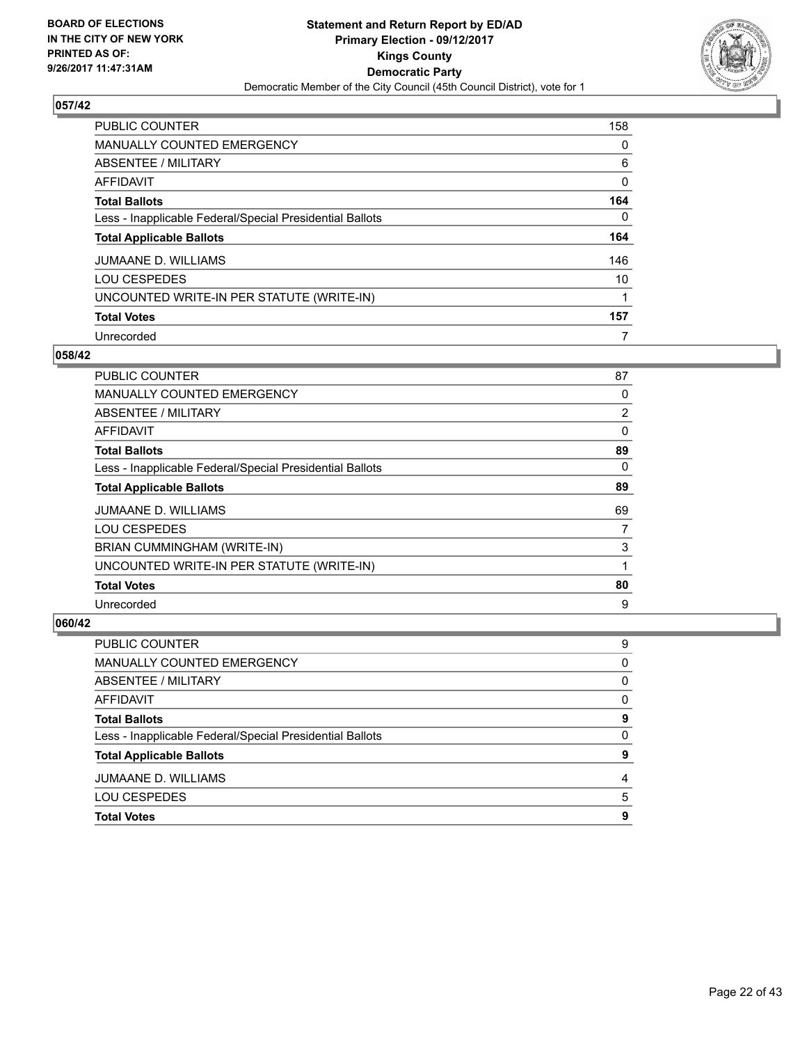**BOARD OF ELECTIONS IN THE CITY OF NEW YORK PRINTED AS OF: 9/26/2017 11:47:31AM**

**Statement and Return Report by ED/AD Primary Election - 09/12/2017 Kings County Democratic Party**

Democratic Member of the City Council (45th Council District), vote for 1

## 057/42

| | |
|---|---|
| PUBLIC COUNTER | 158 |
| MANUALLY COUNTED EMERGENCY | 0 |
| ABSENTEE / MILITARY | 6 |
| AFFIDAVIT | 0 |
| **Total Ballots** | **164** |
| Less - Inapplicable Federal/Special Presidential Ballots | 0 |
| **Total Applicable Ballots** | **164** |
| JUMAANE D. WILLIAMS | 146 |
| LOU CESPEDES | 10 |
| UNCOUNTED WRITE-IN PER STATUTE (WRITE-IN) | 1 |
| **Total Votes** | **157** |
| Unrecorded | 7 |

## 058/42

| | |
|---|---|
| PUBLIC COUNTER | 87 |
| MANUALLY COUNTED EMERGENCY | 0 |
| ABSENTEE / MILITARY | 2 |
| AFFIDAVIT | 0 |
| **Total Ballots** | **89** |
| Less - Inapplicable Federal/Special Presidential Ballots | 0 |
| **Total Applicable Ballots** | **89** |
| JUMAANE D. WILLIAMS | 69 |
| LOU CESPEDES | 7 |
| BRIAN CUMMINGHAM (WRITE-IN) | 3 |
| UNCOUNTED WRITE-IN PER STATUTE (WRITE-IN) | 1 |
| **Total Votes** | **80** |
| Unrecorded | 9 |

## 060/42

| | |
|---|---|
| PUBLIC COUNTER | 9 |
| MANUALLY COUNTED EMERGENCY | 0 |
| ABSENTEE / MILITARY | 0 |
| AFFIDAVIT | 0 |
| **Total Ballots** | **9** |
| Less - Inapplicable Federal/Special Presidential Ballots | 0 |
| **Total Applicable Ballots** | **9** |
| JUMAANE D. WILLIAMS | 4 |
| LOU CESPEDES | 5 |
| **Total Votes** | **9** |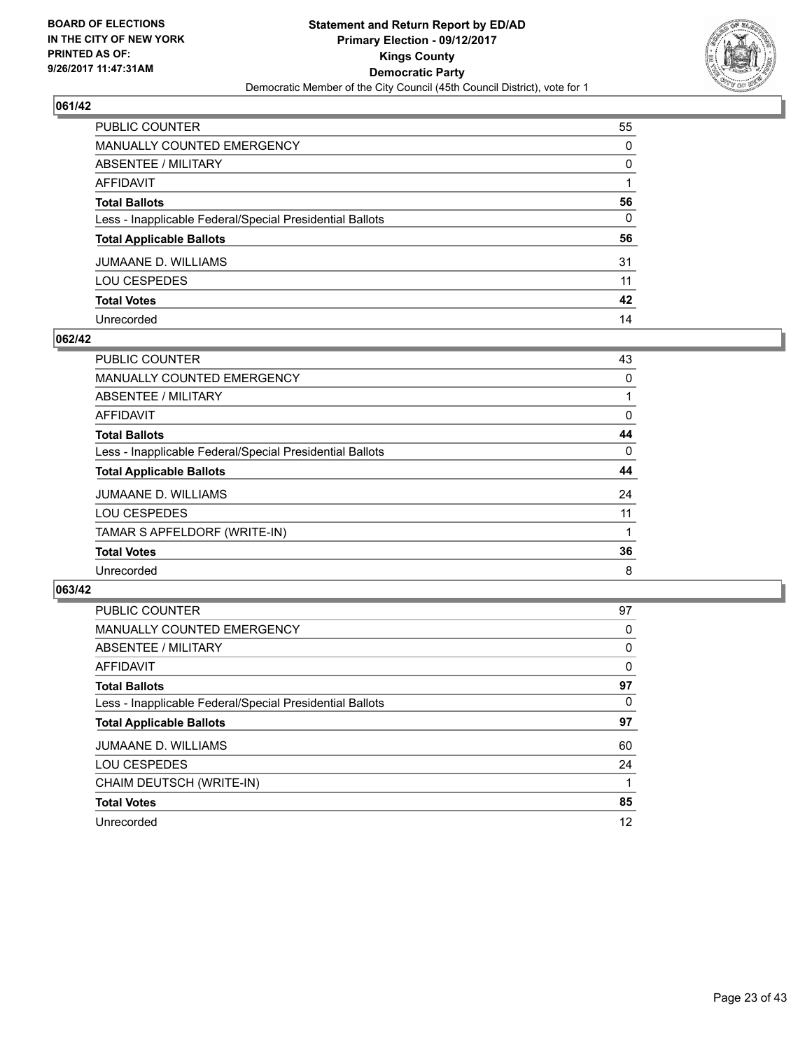**BOARD OF ELECTIONS IN THE CITY OF NEW YORK PRINTED AS OF: 9/26/2017 11:47:31AM**

**Statement and Return Report by ED/AD**
**Primary Election - 09/12/2017**
**Kings County**
**Democratic Party**
Democratic Member of the City Council (45th Council District), vote for 1

### 061/42

| | |
|---|---|
| PUBLIC COUNTER | 55 |
| MANUALLY COUNTED EMERGENCY | 0 |
| ABSENTEE / MILITARY | 0 |
| AFFIDAVIT | 1 |
| **Total Ballots** | **56** |
| Less - Inapplicable Federal/Special Presidential Ballots | 0 |
| **Total Applicable Ballots** | **56** |
| JUMAANE D. WILLIAMS | 31 |
| LOU CESPEDES | 11 |
| **Total Votes** | **42** |
| Unrecorded | 14 |

### 062/42

| | |
|---|---|
| PUBLIC COUNTER | 43 |
| MANUALLY COUNTED EMERGENCY | 0 |
| ABSENTEE / MILITARY | 1 |
| AFFIDAVIT | 0 |
| **Total Ballots** | **44** |
| Less - Inapplicable Federal/Special Presidential Ballots | 0 |
| **Total Applicable Ballots** | **44** |
| JUMAANE D. WILLIAMS | 24 |
| LOU CESPEDES | 11 |
| TAMAR S APFELDORF (WRITE-IN) | 1 |
| **Total Votes** | **36** |
| Unrecorded | 8 |

### 063/42

| | |
|---|---|
| PUBLIC COUNTER | 97 |
| MANUALLY COUNTED EMERGENCY | 0 |
| ABSENTEE / MILITARY | 0 |
| AFFIDAVIT | 0 |
| **Total Ballots** | **97** |
| Less - Inapplicable Federal/Special Presidential Ballots | 0 |
| **Total Applicable Ballots** | **97** |
| JUMAANE D. WILLIAMS | 60 |
| LOU CESPEDES | 24 |
| CHAIM DEUTSCH (WRITE-IN) | 1 |
| **Total Votes** | **85** |
| Unrecorded | 12 |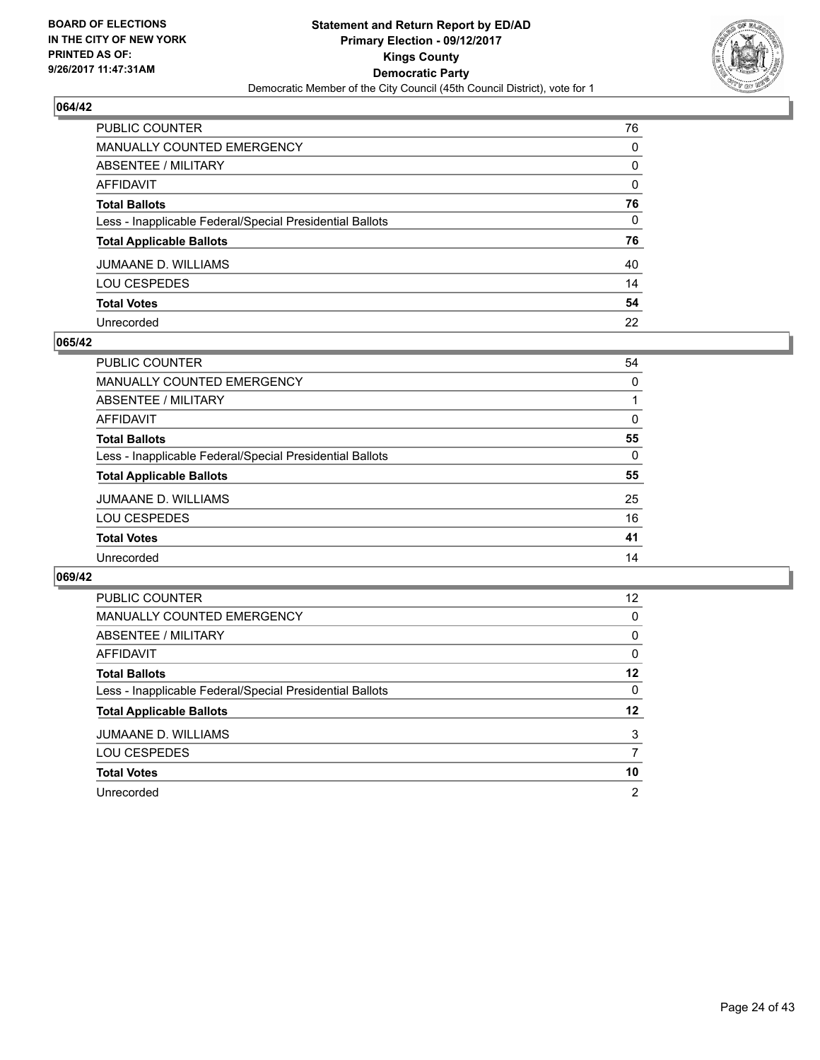## 064/42

| | |
|---|---|
| PUBLIC COUNTER | 76 |
| MANUALLY COUNTED EMERGENCY | 0 |
| ABSENTEE / MILITARY | 0 |
| AFFIDAVIT | 0 |
| **Total Ballots** | **76** |
| Less - Inapplicable Federal/Special Presidential Ballots | 0 |
| **Total Applicable Ballots** | **76** |
| JUMAANE D. WILLIAMS | 40 |
| LOU CESPEDES | 14 |
| **Total Votes** | **54** |
| Unrecorded | 22 |

## 065/42

| | |
|---|---|
| PUBLIC COUNTER | 54 |
| MANUALLY COUNTED EMERGENCY | 0 |
| ABSENTEE / MILITARY | 1 |
| AFFIDAVIT | 0 |
| **Total Ballots** | **55** |
| Less - Inapplicable Federal/Special Presidential Ballots | 0 |
| **Total Applicable Ballots** | **55** |
| JUMAANE D. WILLIAMS | 25 |
| LOU CESPEDES | 16 |
| **Total Votes** | **41** |
| Unrecorded | 14 |

## 069/42

| | |
|---|---|
| PUBLIC COUNTER | 12 |
| MANUALLY COUNTED EMERGENCY | 0 |
| ABSENTEE / MILITARY | 0 |
| AFFIDAVIT | 0 |
| **Total Ballots** | **12** |
| Less - Inapplicable Federal/Special Presidential Ballots | 0 |
| **Total Applicable Ballots** | **12** |
| JUMAANE D. WILLIAMS | 3 |
| LOU CESPEDES | 7 |
| **Total Votes** | **10** |
| Unrecorded | 2 |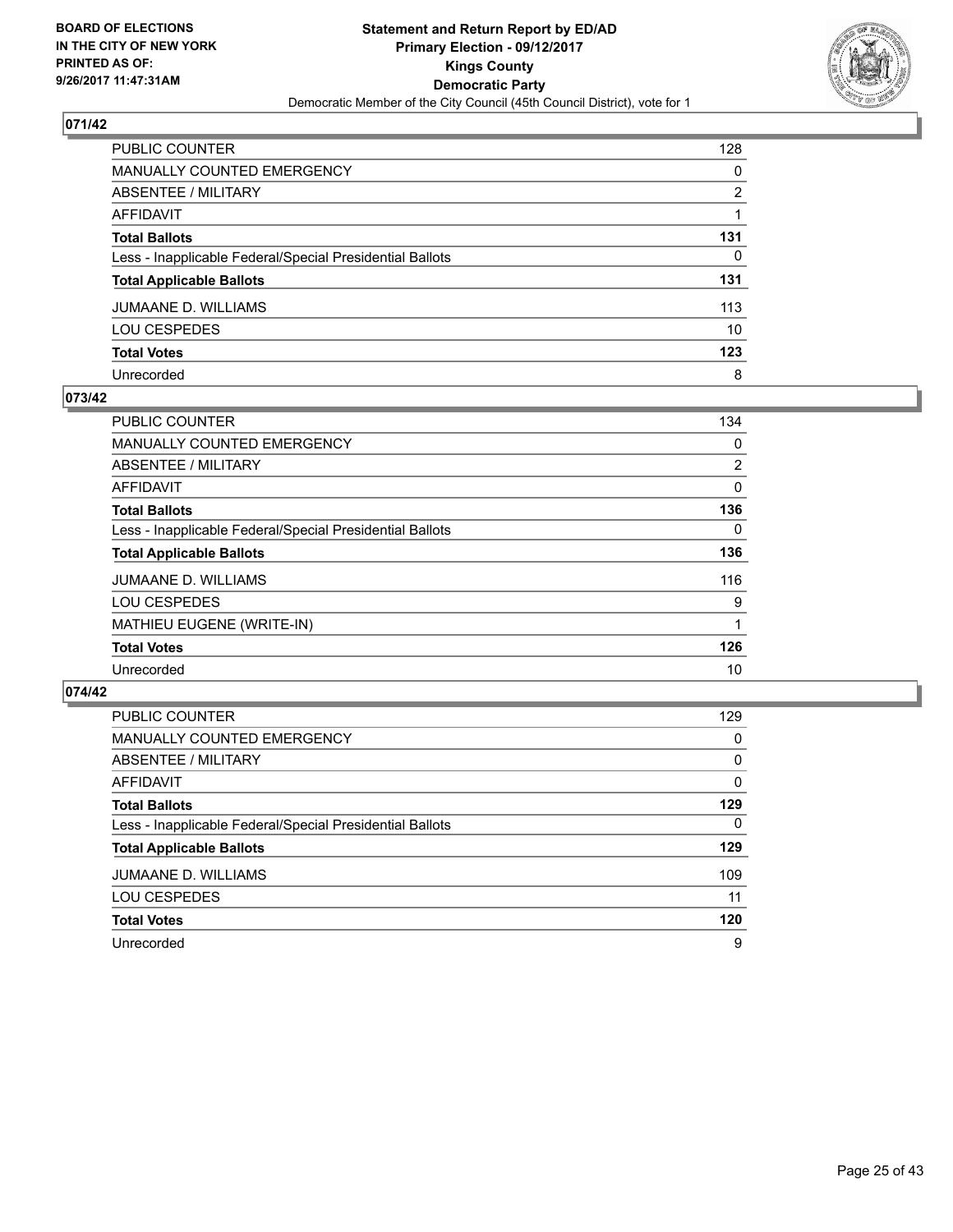BOARD OF ELECTIONS
IN THE CITY OF NEW YORK
PRINTED AS OF:
9/26/2017 11:47:31AM

**Statement and Return Report by ED/AD**
**Primary Election - 09/12/2017**
**Kings County**
**Democratic Party**
Democratic Member of the City Council (45th Council District), vote for 1

## 071/42

| | |
|---|---|
| PUBLIC COUNTER | 128 |
| MANUALLY COUNTED EMERGENCY | 0 |
| ABSENTEE / MILITARY | 2 |
| AFFIDAVIT | 1 |
| **Total Ballots** | **131** |
| Less - Inapplicable Federal/Special Presidential Ballots | 0 |
| **Total Applicable Ballots** | **131** |
| JUMAANE D. WILLIAMS | 113 |
| LOU CESPEDES | 10 |
| **Total Votes** | **123** |
| Unrecorded | 8 |

## 073/42

| | |
|---|---|
| PUBLIC COUNTER | 134 |
| MANUALLY COUNTED EMERGENCY | 0 |
| ABSENTEE / MILITARY | 2 |
| AFFIDAVIT | 0 |
| **Total Ballots** | **136** |
| Less - Inapplicable Federal/Special Presidential Ballots | 0 |
| **Total Applicable Ballots** | **136** |
| JUMAANE D. WILLIAMS | 116 |
| LOU CESPEDES | 9 |
| MATHIEU EUGENE (WRITE-IN) | 1 |
| **Total Votes** | **126** |
| Unrecorded | 10 |

## 074/42

| | |
|---|---|
| PUBLIC COUNTER | 129 |
| MANUALLY COUNTED EMERGENCY | 0 |
| ABSENTEE / MILITARY | 0 |
| AFFIDAVIT | 0 |
| **Total Ballots** | **129** |
| Less - Inapplicable Federal/Special Presidential Ballots | 0 |
| **Total Applicable Ballots** | **129** |
| JUMAANE D. WILLIAMS | 109 |
| LOU CESPEDES | 11 |
| **Total Votes** | **120** |
| Unrecorded | 9 |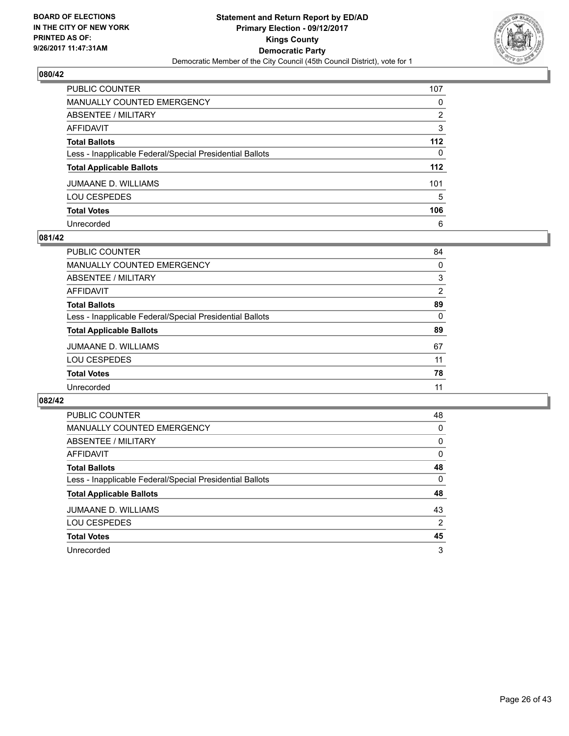BOARD OF ELECTIONS
IN THE CITY OF NEW YORK
PRINTED AS OF:
9/26/2017 11:47:31AM

**Statement and Return Report by ED/AD**
**Primary Election - 09/12/2017**
**Kings County**
**Democratic Party**
Democratic Member of the City Council (45th Council District), vote for 1

## 080/42

| | |
|---|---|
| PUBLIC COUNTER | 107 |
| MANUALLY COUNTED EMERGENCY | 0 |
| ABSENTEE / MILITARY | 2 |
| AFFIDAVIT | 3 |
| **Total Ballots** | **112** |
| Less - Inapplicable Federal/Special Presidential Ballots | 0 |
| **Total Applicable Ballots** | **112** |
| JUMAANE D. WILLIAMS | 101 |
| LOU CESPEDES | 5 |
| **Total Votes** | **106** |
| Unrecorded | 6 |

## 081/42

| | |
|---|---|
| PUBLIC COUNTER | 84 |
| MANUALLY COUNTED EMERGENCY | 0 |
| ABSENTEE / MILITARY | 3 |
| AFFIDAVIT | 2 |
| **Total Ballots** | **89** |
| Less - Inapplicable Federal/Special Presidential Ballots | 0 |
| **Total Applicable Ballots** | **89** |
| JUMAANE D. WILLIAMS | 67 |
| LOU CESPEDES | 11 |
| **Total Votes** | **78** |
| Unrecorded | 11 |

## 082/42

| | |
|---|---|
| PUBLIC COUNTER | 48 |
| MANUALLY COUNTED EMERGENCY | 0 |
| ABSENTEE / MILITARY | 0 |
| AFFIDAVIT | 0 |
| **Total Ballots** | **48** |
| Less - Inapplicable Federal/Special Presidential Ballots | 0 |
| **Total Applicable Ballots** | **48** |
| JUMAANE D. WILLIAMS | 43 |
| LOU CESPEDES | 2 |
| **Total Votes** | **45** |
| Unrecorded | 3 |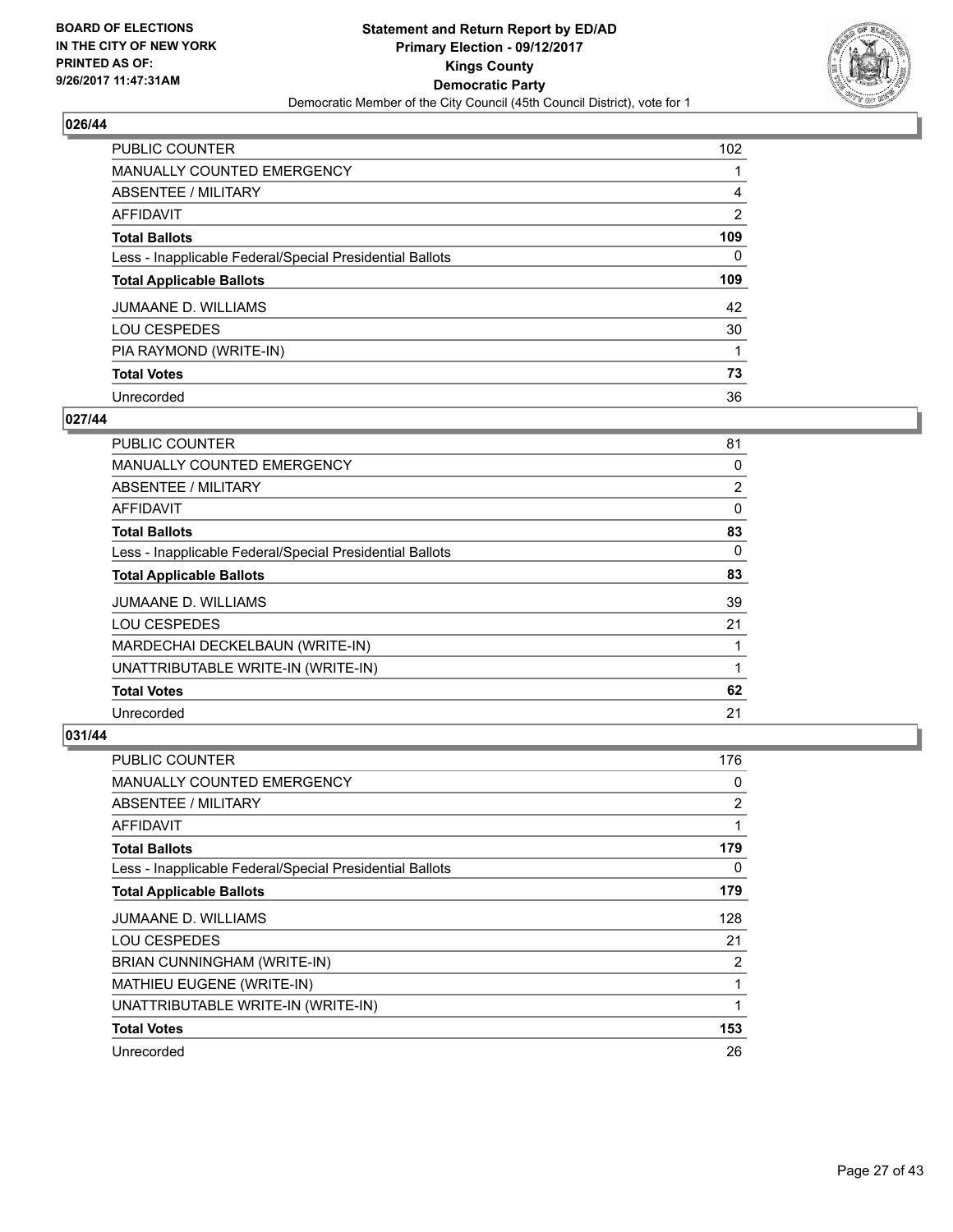**BOARD OF ELECTIONS IN THE CITY OF NEW YORK PRINTED AS OF: 9/26/2017 11:47:31AM**

**Statement and Return Report by ED/AD**
**Primary Election - 09/12/2017**
**Kings County**
**Democratic Party**
Democratic Member of the City Council (45th Council District), vote for 1

### 026/44

| | |
|---|---|
| PUBLIC COUNTER | 102 |
| MANUALLY COUNTED EMERGENCY | 1 |
| ABSENTEE / MILITARY | 4 |
| AFFIDAVIT | 2 |
| **Total Ballots** | **109** |
| Less - Inapplicable Federal/Special Presidential Ballots | 0 |
| **Total Applicable Ballots** | **109** |
| JUMAANE D. WILLIAMS | 42 |
| LOU CESPEDES | 30 |
| PIA RAYMOND (WRITE-IN) | 1 |
| **Total Votes** | **73** |
| Unrecorded | 36 |

### 027/44

| | |
|---|---|
| PUBLIC COUNTER | 81 |
| MANUALLY COUNTED EMERGENCY | 0 |
| ABSENTEE / MILITARY | 2 |
| AFFIDAVIT | 0 |
| **Total Ballots** | **83** |
| Less - Inapplicable Federal/Special Presidential Ballots | 0 |
| **Total Applicable Ballots** | **83** |
| JUMAANE D. WILLIAMS | 39 |
| LOU CESPEDES | 21 |
| MARDECHAI DECKELBAUN (WRITE-IN) | 1 |
| UNATTRIBUTABLE WRITE-IN (WRITE-IN) | 1 |
| **Total Votes** | **62** |
| Unrecorded | 21 |

### 031/44

| | |
|---|---|
| PUBLIC COUNTER | 176 |
| MANUALLY COUNTED EMERGENCY | 0 |
| ABSENTEE / MILITARY | 2 |
| AFFIDAVIT | 1 |
| **Total Ballots** | **179** |
| Less - Inapplicable Federal/Special Presidential Ballots | 0 |
| **Total Applicable Ballots** | **179** |
| JUMAANE D. WILLIAMS | 128 |
| LOU CESPEDES | 21 |
| BRIAN CUNNINGHAM (WRITE-IN) | 2 |
| MATHIEU EUGENE (WRITE-IN) | 1 |
| UNATTRIBUTABLE WRITE-IN (WRITE-IN) | 1 |
| **Total Votes** | **153** |
| Unrecorded | 26 |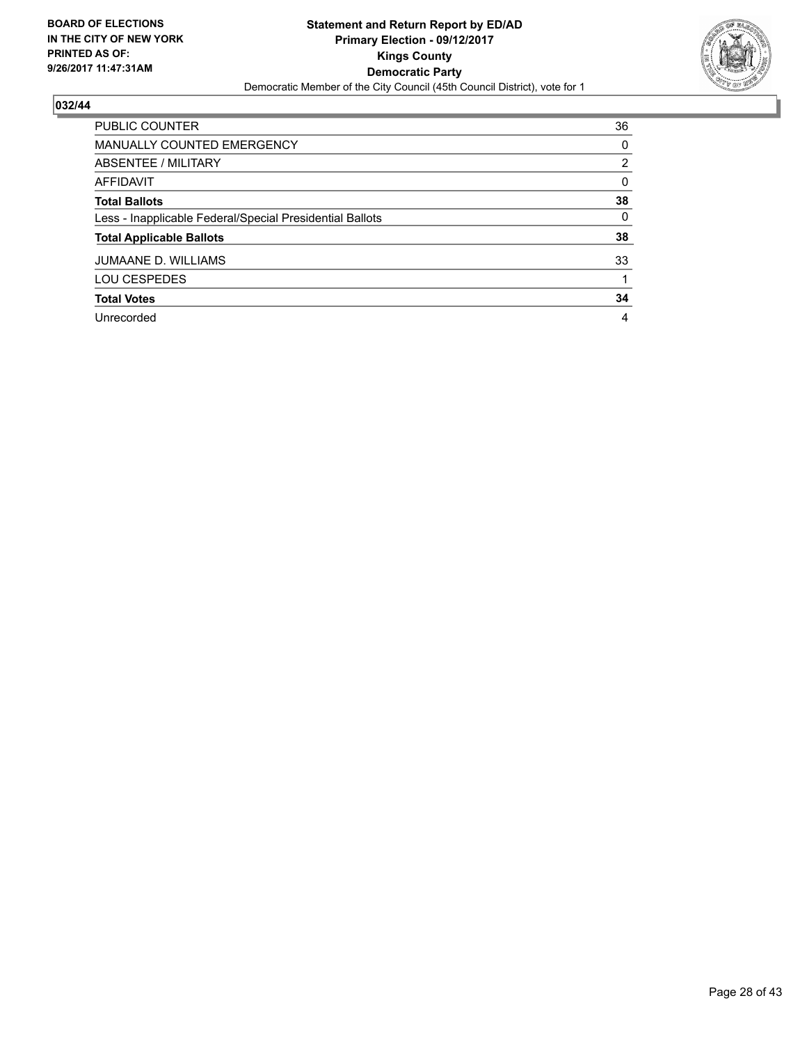**BOARD OF ELECTIONS IN THE CITY OF NEW YORK PRINTED AS OF: 9/26/2017 11:47:31AM**

**Statement and Return Report by ED/AD Primary Election - 09/12/2017 Kings County Democratic Party**

Democratic Member of the City Council (45th Council District), vote for 1

## 032/44

| | |
|---|---|
| PUBLIC COUNTER | 36 |
| MANUALLY COUNTED EMERGENCY | 0 |
| ABSENTEE / MILITARY | 2 |
| AFFIDAVIT | 0 |
| **Total Ballots** | **38** |
| Less - Inapplicable Federal/Special Presidential Ballots | 0 |
| **Total Applicable Ballots** | **38** |
| JUMAANE D. WILLIAMS | 33 |
| LOU CESPEDES | 1 |
| **Total Votes** | **34** |
| Unrecorded | 4 |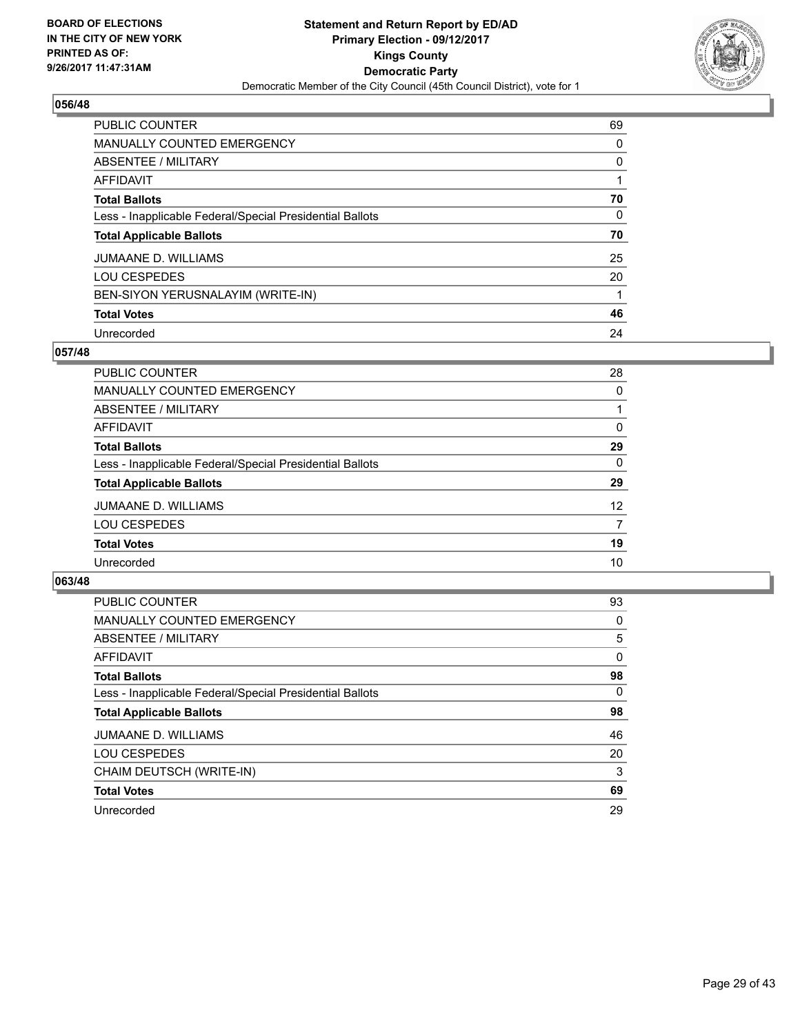BOARD OF ELECTIONS
IN THE CITY OF NEW YORK
PRINTED AS OF:
9/26/2017 11:47:31AM

**Statement and Return Report by ED/AD**
**Primary Election - 09/12/2017**
**Kings County**
**Democratic Party**
Democratic Member of the City Council (45th Council District), vote for 1

### 056/48

| | |
|---|---|
| PUBLIC COUNTER | 69 |
| MANUALLY COUNTED EMERGENCY | 0 |
| ABSENTEE / MILITARY | 0 |
| AFFIDAVIT | 1 |
| **Total Ballots** | **70** |
| Less - Inapplicable Federal/Special Presidential Ballots | 0 |
| **Total Applicable Ballots** | **70** |
| JUMAANE D. WILLIAMS | 25 |
| LOU CESPEDES | 20 |
| BEN-SIYON YERUSNALAYIM (WRITE-IN) | 1 |
| **Total Votes** | **46** |
| Unrecorded | 24 |

### 057/48

| | |
|---|---|
| PUBLIC COUNTER | 28 |
| MANUALLY COUNTED EMERGENCY | 0 |
| ABSENTEE / MILITARY | 1 |
| AFFIDAVIT | 0 |
| **Total Ballots** | **29** |
| Less - Inapplicable Federal/Special Presidential Ballots | 0 |
| **Total Applicable Ballots** | **29** |
| JUMAANE D. WILLIAMS | 12 |
| LOU CESPEDES | 7 |
| **Total Votes** | **19** |
| Unrecorded | 10 |

### 063/48

| | |
|---|---|
| PUBLIC COUNTER | 93 |
| MANUALLY COUNTED EMERGENCY | 0 |
| ABSENTEE / MILITARY | 5 |
| AFFIDAVIT | 0 |
| **Total Ballots** | **98** |
| Less - Inapplicable Federal/Special Presidential Ballots | 0 |
| **Total Applicable Ballots** | **98** |
| JUMAANE D. WILLIAMS | 46 |
| LOU CESPEDES | 20 |
| CHAIM DEUTSCH (WRITE-IN) | 3 |
| **Total Votes** | **69** |
| Unrecorded | 29 |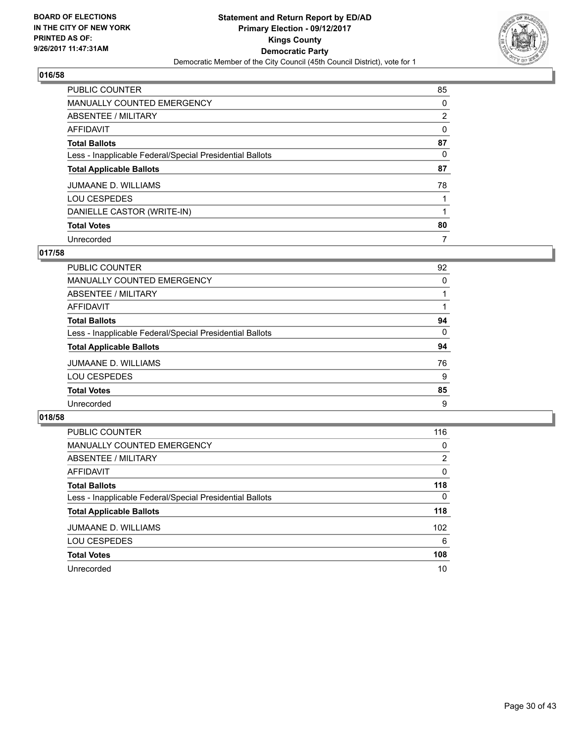BOARD OF ELECTIONS
IN THE CITY OF NEW YORK
PRINTED AS OF:
9/26/2017 11:47:31AM

**Statement and Return Report by ED/AD**
**Primary Election - 09/12/2017**
**Kings County**
**Democratic Party**
Democratic Member of the City Council (45th Council District), vote for 1

### 016/58

| | |
|---|---|
| PUBLIC COUNTER | 85 |
| MANUALLY COUNTED EMERGENCY | 0 |
| ABSENTEE / MILITARY | 2 |
| AFFIDAVIT | 0 |
| **Total Ballots** | **87** |
| Less - Inapplicable Federal/Special Presidential Ballots | 0 |
| **Total Applicable Ballots** | **87** |
| JUMAANE D. WILLIAMS | 78 |
| LOU CESPEDES | 1 |
| DANIELLE CASTOR (WRITE-IN) | 1 |
| **Total Votes** | **80** |
| Unrecorded | 7 |

### 017/58

| | |
|---|---|
| PUBLIC COUNTER | 92 |
| MANUALLY COUNTED EMERGENCY | 0 |
| ABSENTEE / MILITARY | 1 |
| AFFIDAVIT | 1 |
| **Total Ballots** | **94** |
| Less - Inapplicable Federal/Special Presidential Ballots | 0 |
| **Total Applicable Ballots** | **94** |
| JUMAANE D. WILLIAMS | 76 |
| LOU CESPEDES | 9 |
| **Total Votes** | **85** |
| Unrecorded | 9 |

### 018/58

| | |
|---|---|
| PUBLIC COUNTER | 116 |
| MANUALLY COUNTED EMERGENCY | 0 |
| ABSENTEE / MILITARY | 2 |
| AFFIDAVIT | 0 |
| **Total Ballots** | **118** |
| Less - Inapplicable Federal/Special Presidential Ballots | 0 |
| **Total Applicable Ballots** | **118** |
| JUMAANE D. WILLIAMS | 102 |
| LOU CESPEDES | 6 |
| **Total Votes** | **108** |
| Unrecorded | 10 |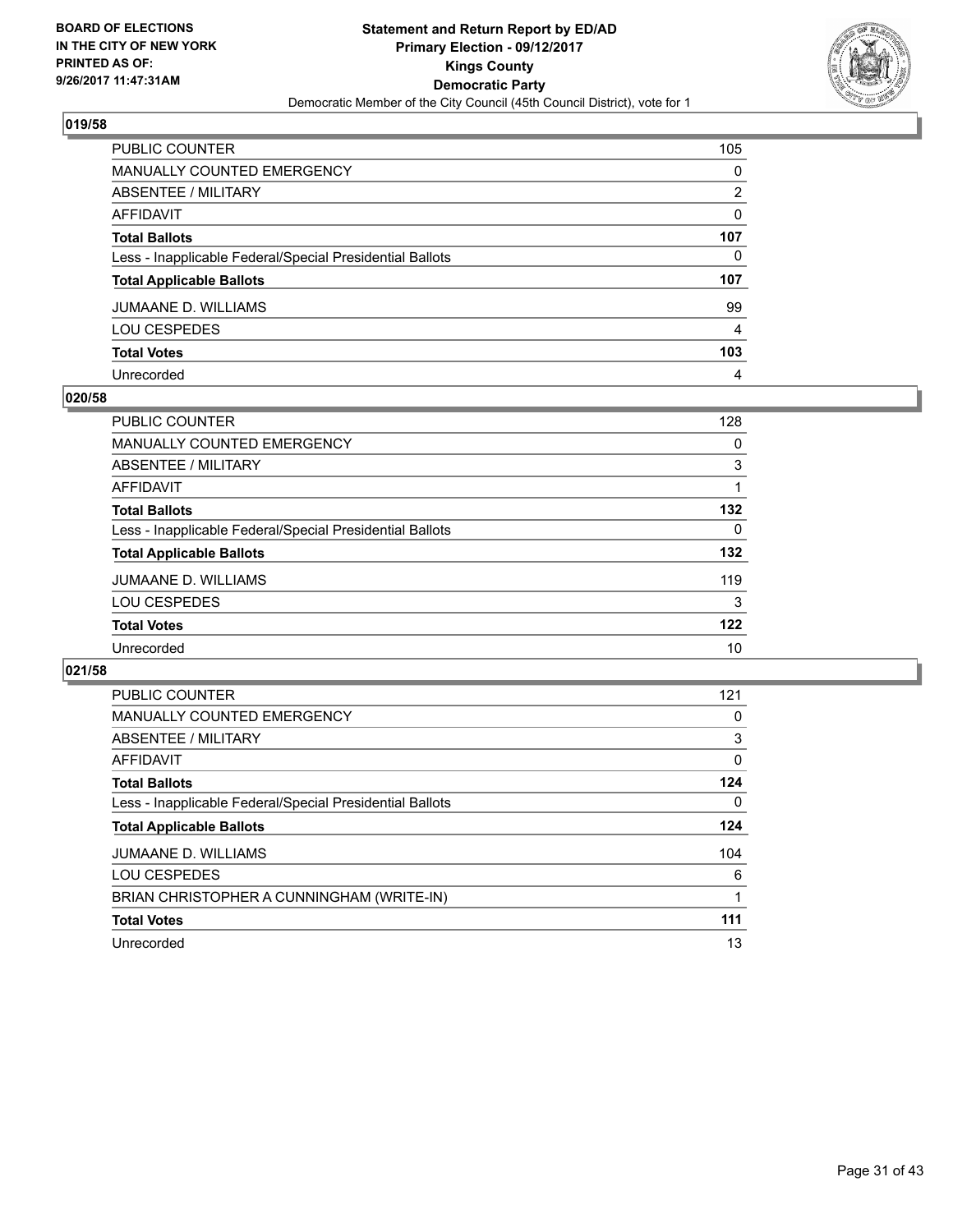**BOARD OF ELECTIONS IN THE CITY OF NEW YORK PRINTED AS OF: 9/26/2017 11:47:31AM**

**Statement and Return Report by ED/AD**
**Primary Election - 09/12/2017**
**Kings County**
**Democratic Party**
Democratic Member of the City Council (45th Council District), vote for 1

## 019/58

| | |
|---|---|
| PUBLIC COUNTER | 105 |
| MANUALLY COUNTED EMERGENCY | 0 |
| ABSENTEE / MILITARY | 2 |
| AFFIDAVIT | 0 |
| **Total Ballots** | **107** |
| Less - Inapplicable Federal/Special Presidential Ballots | 0 |
| **Total Applicable Ballots** | **107** |
| JUMAANE D. WILLIAMS | 99 |
| LOU CESPEDES | 4 |
| **Total Votes** | **103** |
| Unrecorded | 4 |

## 020/58

| | |
|---|---|
| PUBLIC COUNTER | 128 |
| MANUALLY COUNTED EMERGENCY | 0 |
| ABSENTEE / MILITARY | 3 |
| AFFIDAVIT | 1 |
| **Total Ballots** | **132** |
| Less - Inapplicable Federal/Special Presidential Ballots | 0 |
| **Total Applicable Ballots** | **132** |
| JUMAANE D. WILLIAMS | 119 |
| LOU CESPEDES | 3 |
| **Total Votes** | **122** |
| Unrecorded | 10 |

## 021/58

| | |
|---|---|
| PUBLIC COUNTER | 121 |
| MANUALLY COUNTED EMERGENCY | 0 |
| ABSENTEE / MILITARY | 3 |
| AFFIDAVIT | 0 |
| **Total Ballots** | **124** |
| Less - Inapplicable Federal/Special Presidential Ballots | 0 |
| **Total Applicable Ballots** | **124** |
| JUMAANE D. WILLIAMS | 104 |
| LOU CESPEDES | 6 |
| BRIAN CHRISTOPHER A CUNNINGHAM (WRITE-IN) | 1 |
| **Total Votes** | **111** |
| Unrecorded | 13 |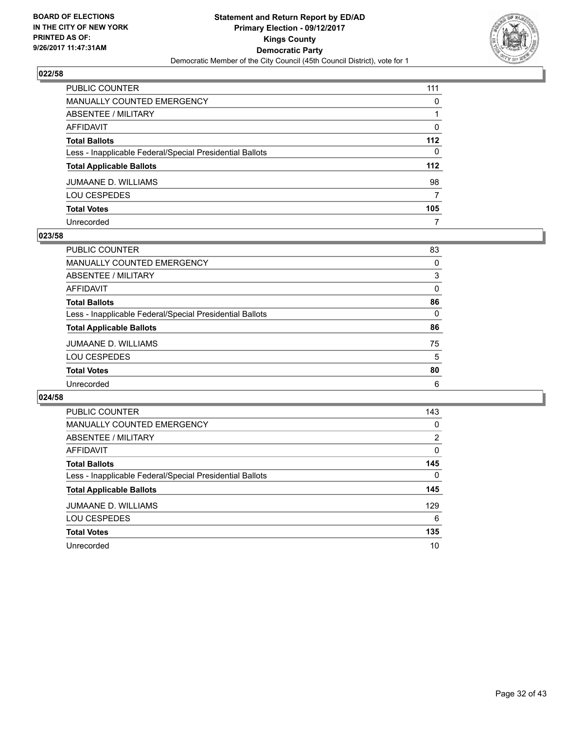BOARD OF ELECTIONS
IN THE CITY OF NEW YORK
PRINTED AS OF:
9/26/2017 11:47:31AM

**Statement and Return Report by ED/AD**
**Primary Election - 09/12/2017**
**Kings County**
**Democratic Party**
Democratic Member of the City Council (45th Council District), vote for 1

## 022/58

| | |
|---|---|
| PUBLIC COUNTER | 111 |
| MANUALLY COUNTED EMERGENCY | 0 |
| ABSENTEE / MILITARY | 1 |
| AFFIDAVIT | 0 |
| **Total Ballots** | **112** |
| Less - Inapplicable Federal/Special Presidential Ballots | 0 |
| **Total Applicable Ballots** | **112** |
| JUMAANE D. WILLIAMS | 98 |
| LOU CESPEDES | 7 |
| **Total Votes** | **105** |
| Unrecorded | 7 |

## 023/58

| | |
|---|---|
| PUBLIC COUNTER | 83 |
| MANUALLY COUNTED EMERGENCY | 0 |
| ABSENTEE / MILITARY | 3 |
| AFFIDAVIT | 0 |
| **Total Ballots** | **86** |
| Less - Inapplicable Federal/Special Presidential Ballots | 0 |
| **Total Applicable Ballots** | **86** |
| JUMAANE D. WILLIAMS | 75 |
| LOU CESPEDES | 5 |
| **Total Votes** | **80** |
| Unrecorded | 6 |

## 024/58

| | |
|---|---|
| PUBLIC COUNTER | 143 |
| MANUALLY COUNTED EMERGENCY | 0 |
| ABSENTEE / MILITARY | 2 |
| AFFIDAVIT | 0 |
| **Total Ballots** | **145** |
| Less - Inapplicable Federal/Special Presidential Ballots | 0 |
| **Total Applicable Ballots** | **145** |
| JUMAANE D. WILLIAMS | 129 |
| LOU CESPEDES | 6 |
| **Total Votes** | **135** |
| Unrecorded | 10 |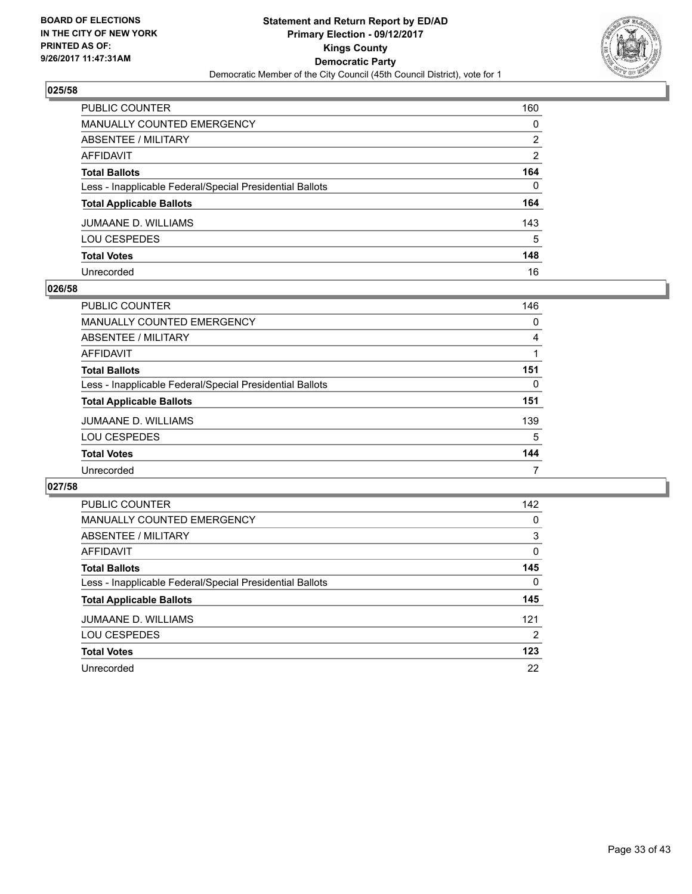## 025/58

| | |
|---|---|
| PUBLIC COUNTER | 160 |
| MANUALLY COUNTED EMERGENCY | 0 |
| ABSENTEE / MILITARY | 2 |
| AFFIDAVIT | 2 |
| **Total Ballots** | **164** |
| Less - Inapplicable Federal/Special Presidential Ballots | 0 |
| **Total Applicable Ballots** | **164** |
| JUMAANE D. WILLIAMS | 143 |
| LOU CESPEDES | 5 |
| **Total Votes** | **148** |
| Unrecorded | 16 |

## 026/58

| | |
|---|---|
| PUBLIC COUNTER | 146 |
| MANUALLY COUNTED EMERGENCY | 0 |
| ABSENTEE / MILITARY | 4 |
| AFFIDAVIT | 1 |
| **Total Ballots** | **151** |
| Less - Inapplicable Federal/Special Presidential Ballots | 0 |
| **Total Applicable Ballots** | **151** |
| JUMAANE D. WILLIAMS | 139 |
| LOU CESPEDES | 5 |
| **Total Votes** | **144** |
| Unrecorded | 7 |

## 027/58

| | |
|---|---|
| PUBLIC COUNTER | 142 |
| MANUALLY COUNTED EMERGENCY | 0 |
| ABSENTEE / MILITARY | 3 |
| AFFIDAVIT | 0 |
| **Total Ballots** | **145** |
| Less - Inapplicable Federal/Special Presidential Ballots | 0 |
| **Total Applicable Ballots** | **145** |
| JUMAANE D. WILLIAMS | 121 |
| LOU CESPEDES | 2 |
| **Total Votes** | **123** |
| Unrecorded | 22 |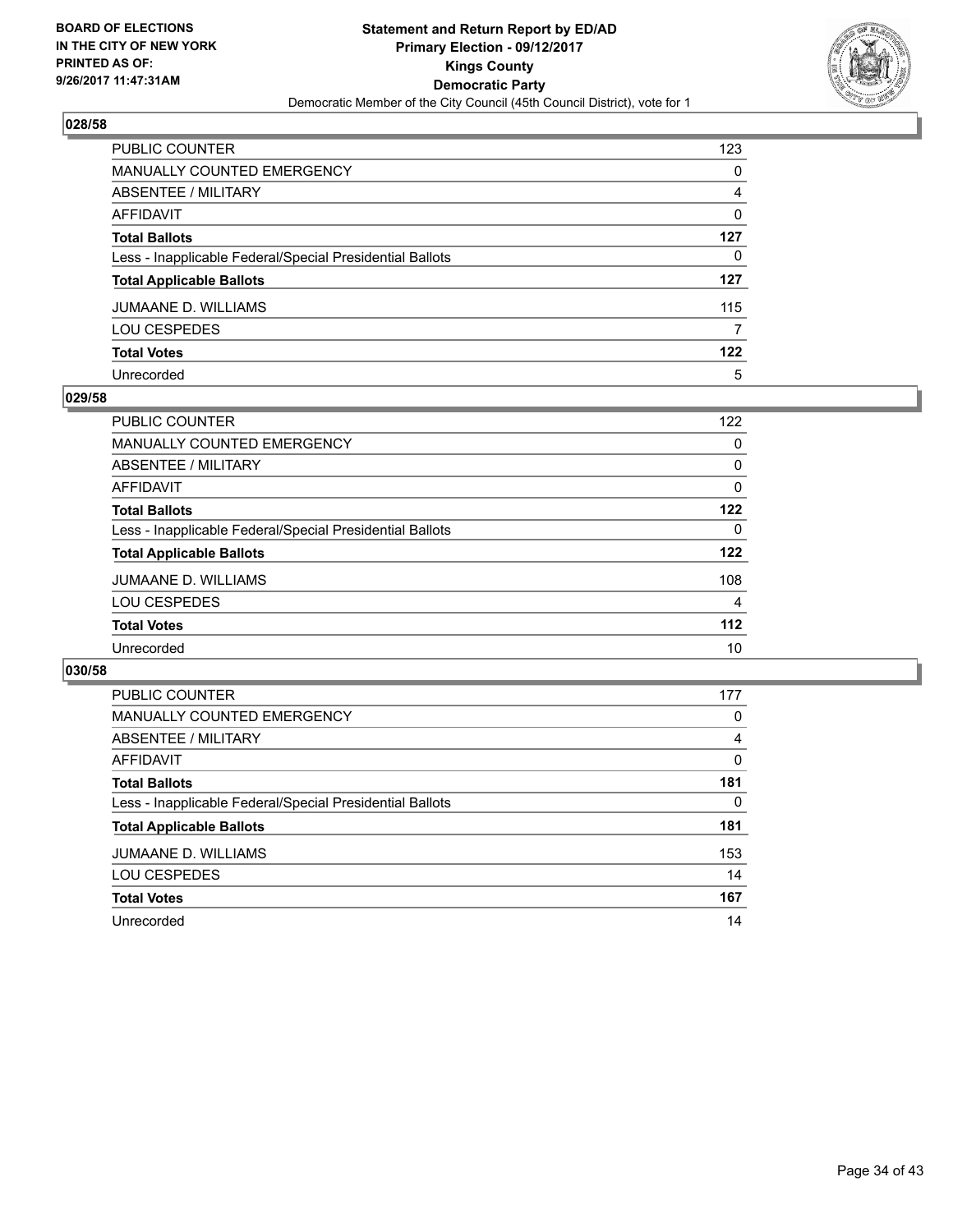BOARD OF ELECTIONS
IN THE CITY OF NEW YORK
PRINTED AS OF:
9/26/2017 11:47:31AM

**Statement and Return Report by ED/AD**
**Primary Election - 09/12/2017**
**Kings County**
**Democratic Party**
Democratic Member of the City Council (45th Council District), vote for 1

### 028/58

| | |
|---|---|
| PUBLIC COUNTER | 123 |
| MANUALLY COUNTED EMERGENCY | 0 |
| ABSENTEE / MILITARY | 4 |
| AFFIDAVIT | 0 |
| **Total Ballots** | **127** |
| Less - Inapplicable Federal/Special Presidential Ballots | 0 |
| **Total Applicable Ballots** | **127** |
| JUMAANE D. WILLIAMS | 115 |
| LOU CESPEDES | 7 |
| **Total Votes** | **122** |
| Unrecorded | 5 |

### 029/58

| | |
|---|---|
| PUBLIC COUNTER | 122 |
| MANUALLY COUNTED EMERGENCY | 0 |
| ABSENTEE / MILITARY | 0 |
| AFFIDAVIT | 0 |
| **Total Ballots** | **122** |
| Less - Inapplicable Federal/Special Presidential Ballots | 0 |
| **Total Applicable Ballots** | **122** |
| JUMAANE D. WILLIAMS | 108 |
| LOU CESPEDES | 4 |
| **Total Votes** | **112** |
| Unrecorded | 10 |

### 030/58

| | |
|---|---|
| PUBLIC COUNTER | 177 |
| MANUALLY COUNTED EMERGENCY | 0 |
| ABSENTEE / MILITARY | 4 |
| AFFIDAVIT | 0 |
| **Total Ballots** | **181** |
| Less - Inapplicable Federal/Special Presidential Ballots | 0 |
| **Total Applicable Ballots** | **181** |
| JUMAANE D. WILLIAMS | 153 |
| LOU CESPEDES | 14 |
| **Total Votes** | **167** |
| Unrecorded | 14 |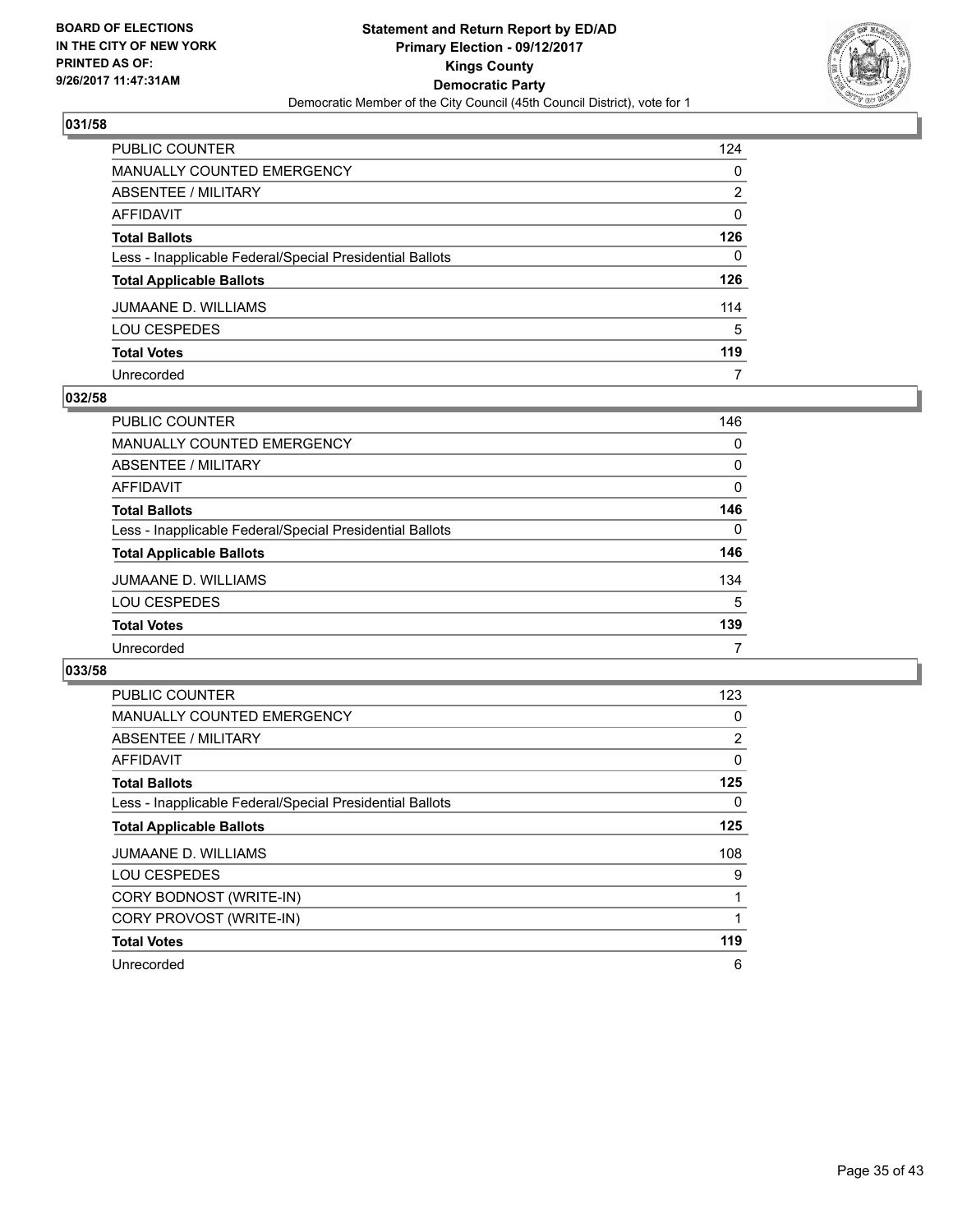BOARD OF ELECTIONS
IN THE CITY OF NEW YORK
PRINTED AS OF:
9/26/2017 11:47:31AM

**Statement and Return Report by ED/AD**
**Primary Election - 09/12/2017**
**Kings County**
**Democratic Party**
Democratic Member of the City Council (45th Council District), vote for 1

### 031/58

| | |
|---|---|
| PUBLIC COUNTER | 124 |
| MANUALLY COUNTED EMERGENCY | 0 |
| ABSENTEE / MILITARY | 2 |
| AFFIDAVIT | 0 |
| **Total Ballots** | **126** |
| Less - Inapplicable Federal/Special Presidential Ballots | 0 |
| **Total Applicable Ballots** | **126** |
| JUMAANE D. WILLIAMS | 114 |
| LOU CESPEDES | 5 |
| **Total Votes** | **119** |
| Unrecorded | 7 |

### 032/58

| | |
|---|---|
| PUBLIC COUNTER | 146 |
| MANUALLY COUNTED EMERGENCY | 0 |
| ABSENTEE / MILITARY | 0 |
| AFFIDAVIT | 0 |
| **Total Ballots** | **146** |
| Less - Inapplicable Federal/Special Presidential Ballots | 0 |
| **Total Applicable Ballots** | **146** |
| JUMAANE D. WILLIAMS | 134 |
| LOU CESPEDES | 5 |
| **Total Votes** | **139** |
| Unrecorded | 7 |

### 033/58

| | |
|---|---|
| PUBLIC COUNTER | 123 |
| MANUALLY COUNTED EMERGENCY | 0 |
| ABSENTEE / MILITARY | 2 |
| AFFIDAVIT | 0 |
| **Total Ballots** | **125** |
| Less - Inapplicable Federal/Special Presidential Ballots | 0 |
| **Total Applicable Ballots** | **125** |
| JUMAANE D. WILLIAMS | 108 |
| LOU CESPEDES | 9 |
| CORY BODNOST (WRITE-IN) | 1 |
| CORY PROVOST (WRITE-IN) | 1 |
| **Total Votes** | **119** |
| Unrecorded | 6 |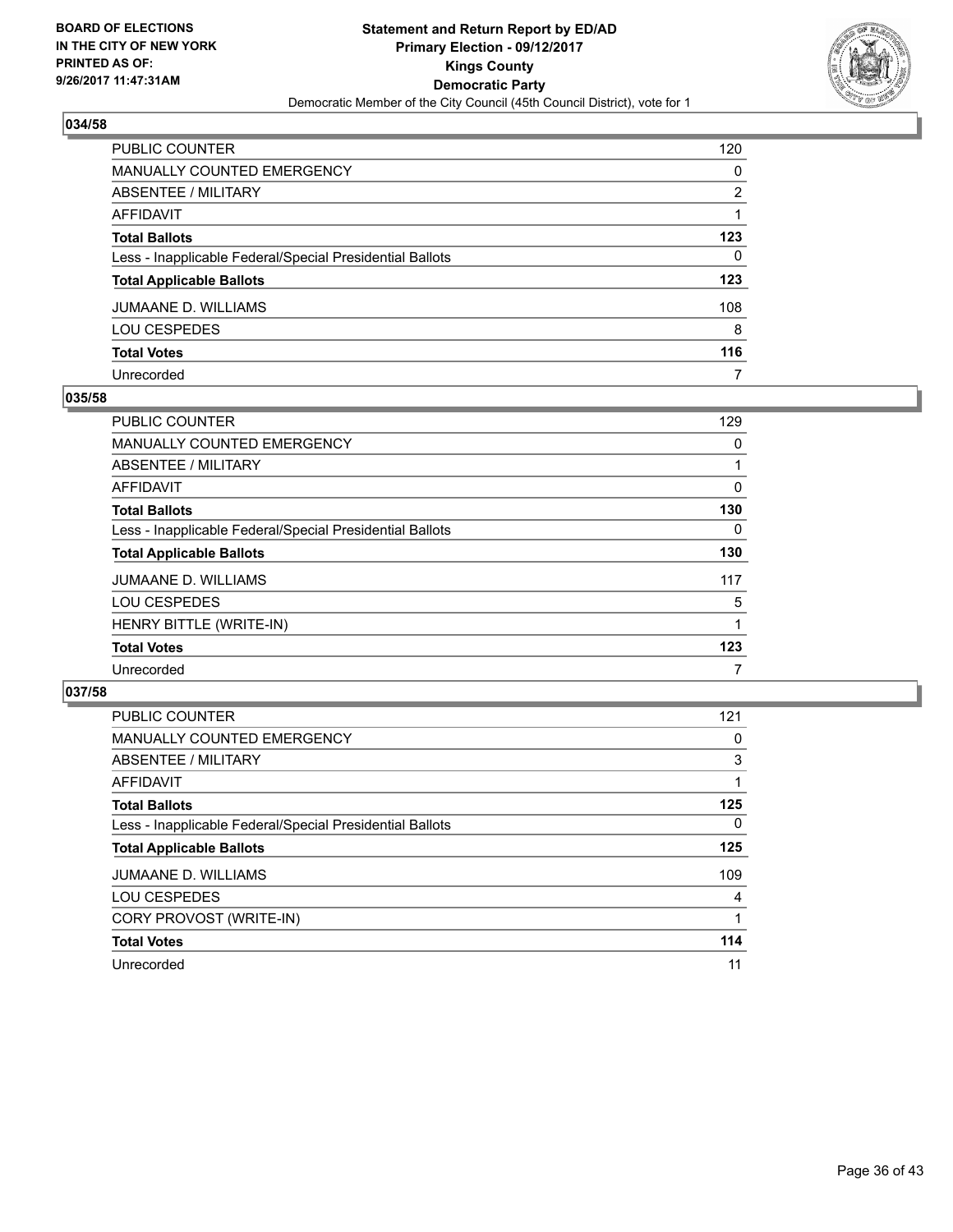**BOARD OF ELECTIONS IN THE CITY OF NEW YORK PRINTED AS OF: 9/26/2017 11:47:31AM**

**Statement and Return Report by ED/AD**
**Primary Election - 09/12/2017**
**Kings County**
**Democratic Party**
Democratic Member of the City Council (45th Council District), vote for 1

## 034/58

| | |
|---|---|
| PUBLIC COUNTER | 120 |
| MANUALLY COUNTED EMERGENCY | 0 |
| ABSENTEE / MILITARY | 2 |
| AFFIDAVIT | 1 |
| **Total Ballots** | **123** |
| Less - Inapplicable Federal/Special Presidential Ballots | 0 |
| **Total Applicable Ballots** | **123** |
| JUMAANE D. WILLIAMS | 108 |
| LOU CESPEDES | 8 |
| **Total Votes** | **116** |
| Unrecorded | 7 |

## 035/58

| | |
|---|---|
| PUBLIC COUNTER | 129 |
| MANUALLY COUNTED EMERGENCY | 0 |
| ABSENTEE / MILITARY | 1 |
| AFFIDAVIT | 0 |
| **Total Ballots** | **130** |
| Less - Inapplicable Federal/Special Presidential Ballots | 0 |
| **Total Applicable Ballots** | **130** |
| JUMAANE D. WILLIAMS | 117 |
| LOU CESPEDES | 5 |
| HENRY BITTLE (WRITE-IN) | 1 |
| **Total Votes** | **123** |
| Unrecorded | 7 |

## 037/58

| | |
|---|---|
| PUBLIC COUNTER | 121 |
| MANUALLY COUNTED EMERGENCY | 0 |
| ABSENTEE / MILITARY | 3 |
| AFFIDAVIT | 1 |
| **Total Ballots** | **125** |
| Less - Inapplicable Federal/Special Presidential Ballots | 0 |
| **Total Applicable Ballots** | **125** |
| JUMAANE D. WILLIAMS | 109 |
| LOU CESPEDES | 4 |
| CORY PROVOST (WRITE-IN) | 1 |
| **Total Votes** | **114** |
| Unrecorded | 11 |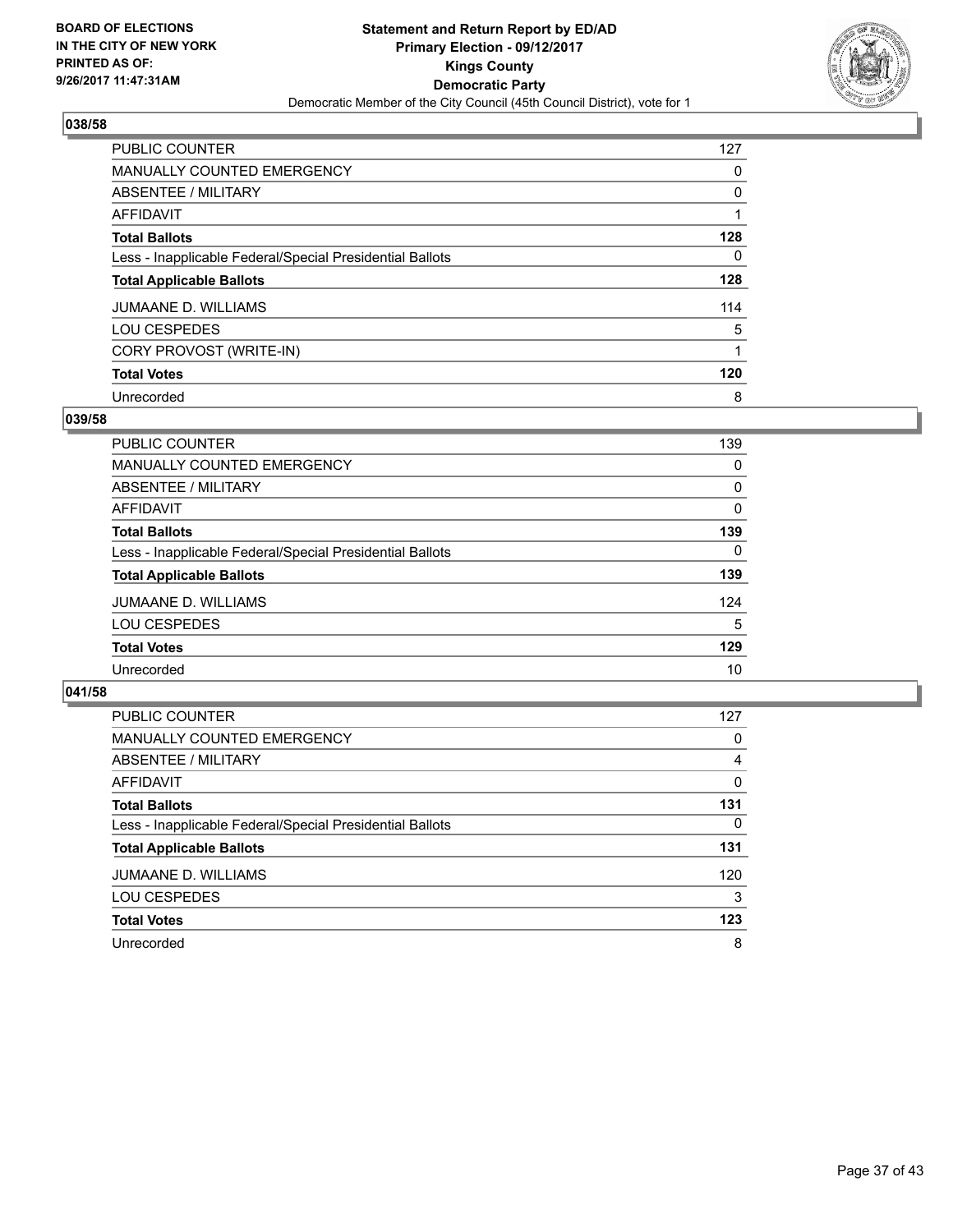**BOARD OF ELECTIONS IN THE CITY OF NEW YORK PRINTED AS OF: 9/26/2017 11:47:31AM**

**Statement and Return Report by ED/AD**
**Primary Election - 09/12/2017**
**Kings County**
**Democratic Party**
Democratic Member of the City Council (45th Council District), vote for 1

## 038/58

| | |
|---|---|
| PUBLIC COUNTER | 127 |
| MANUALLY COUNTED EMERGENCY | 0 |
| ABSENTEE / MILITARY | 0 |
| AFFIDAVIT | 1 |
| **Total Ballots** | **128** |
| Less - Inapplicable Federal/Special Presidential Ballots | 0 |
| **Total Applicable Ballots** | **128** |
| JUMAANE D. WILLIAMS | 114 |
| LOU CESPEDES | 5 |
| CORY PROVOST (WRITE-IN) | 1 |
| **Total Votes** | **120** |
| Unrecorded | 8 |

## 039/58

| | |
|---|---|
| PUBLIC COUNTER | 139 |
| MANUALLY COUNTED EMERGENCY | 0 |
| ABSENTEE / MILITARY | 0 |
| AFFIDAVIT | 0 |
| **Total Ballots** | **139** |
| Less - Inapplicable Federal/Special Presidential Ballots | 0 |
| **Total Applicable Ballots** | **139** |
| JUMAANE D. WILLIAMS | 124 |
| LOU CESPEDES | 5 |
| **Total Votes** | **129** |
| Unrecorded | 10 |

## 041/58

| | |
|---|---|
| PUBLIC COUNTER | 127 |
| MANUALLY COUNTED EMERGENCY | 0 |
| ABSENTEE / MILITARY | 4 |
| AFFIDAVIT | 0 |
| **Total Ballots** | **131** |
| Less - Inapplicable Federal/Special Presidential Ballots | 0 |
| **Total Applicable Ballots** | **131** |
| JUMAANE D. WILLIAMS | 120 |
| LOU CESPEDES | 3 |
| **Total Votes** | **123** |
| Unrecorded | 8 |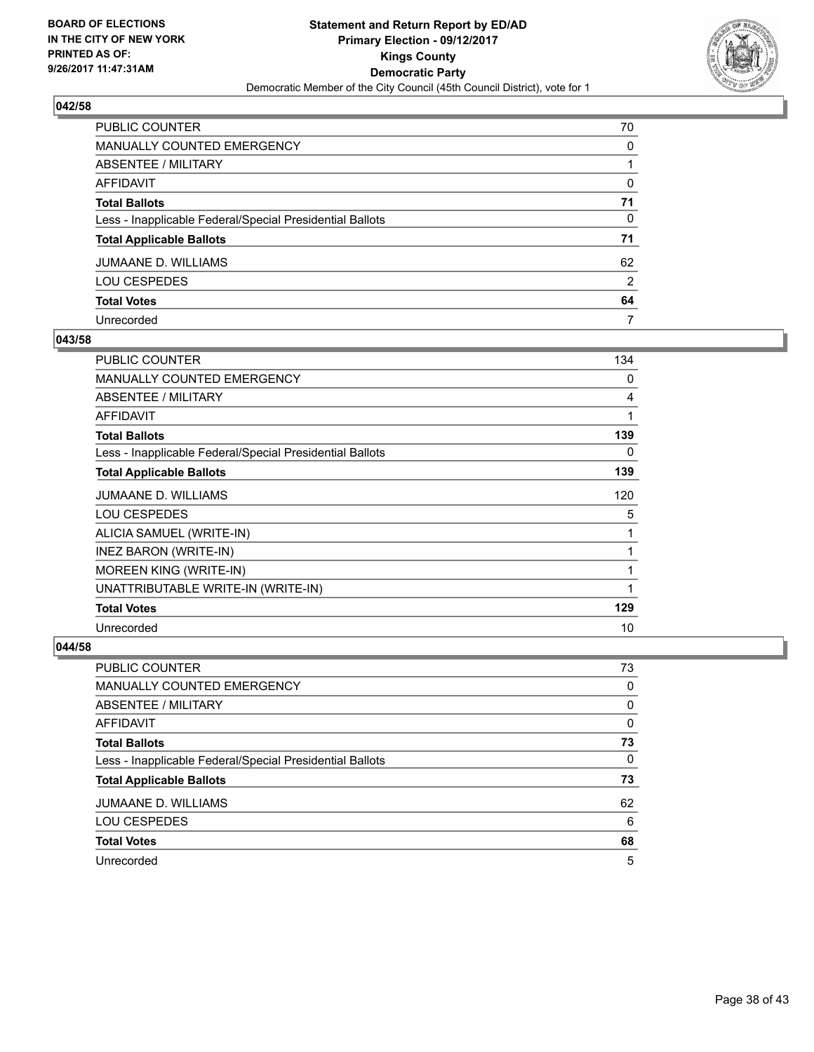BOARD OF ELECTIONS
IN THE CITY OF NEW YORK
PRINTED AS OF:
9/26/2017 11:47:31AM

**Statement and Return Report by ED/AD**
**Primary Election - 09/12/2017**
**Kings County**
**Democratic Party**
Democratic Member of the City Council (45th Council District), vote for 1

### 042/58

| | |
|---|---|
| PUBLIC COUNTER | 70 |
| MANUALLY COUNTED EMERGENCY | 0 |
| ABSENTEE / MILITARY | 1 |
| AFFIDAVIT | 0 |
| **Total Ballots** | **71** |
| Less - Inapplicable Federal/Special Presidential Ballots | 0 |
| **Total Applicable Ballots** | **71** |
| JUMAANE D. WILLIAMS | 62 |
| LOU CESPEDES | 2 |
| **Total Votes** | **64** |
| Unrecorded | 7 |

### 043/58

| | |
|---|---|
| PUBLIC COUNTER | 134 |
| MANUALLY COUNTED EMERGENCY | 0 |
| ABSENTEE / MILITARY | 4 |
| AFFIDAVIT | 1 |
| **Total Ballots** | **139** |
| Less - Inapplicable Federal/Special Presidential Ballots | 0 |
| **Total Applicable Ballots** | **139** |
| JUMAANE D. WILLIAMS | 120 |
| LOU CESPEDES | 5 |
| ALICIA SAMUEL (WRITE-IN) | 1 |
| INEZ BARON (WRITE-IN) | 1 |
| MOREEN KING (WRITE-IN) | 1 |
| UNATTRIBUTABLE WRITE-IN (WRITE-IN) | 1 |
| **Total Votes** | **129** |
| Unrecorded | 10 |

### 044/58

| | |
|---|---|
| PUBLIC COUNTER | 73 |
| MANUALLY COUNTED EMERGENCY | 0 |
| ABSENTEE / MILITARY | 0 |
| AFFIDAVIT | 0 |
| **Total Ballots** | **73** |
| Less - Inapplicable Federal/Special Presidential Ballots | 0 |
| **Total Applicable Ballots** | **73** |
| JUMAANE D. WILLIAMS | 62 |
| LOU CESPEDES | 6 |
| **Total Votes** | **68** |
| Unrecorded | 5 |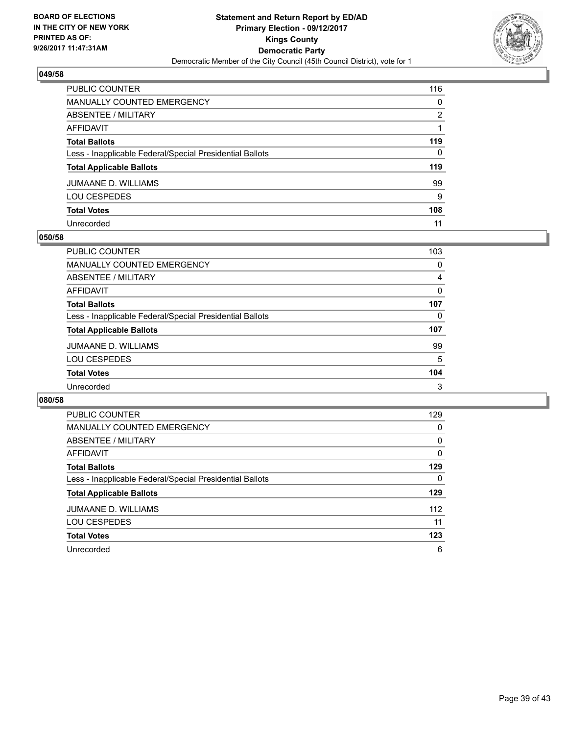## 049/58

| | |
|---|---|
| PUBLIC COUNTER | 116 |
| MANUALLY COUNTED EMERGENCY | 0 |
| ABSENTEE / MILITARY | 2 |
| AFFIDAVIT | 1 |
| **Total Ballots** | **119** |
| Less - Inapplicable Federal/Special Presidential Ballots | 0 |
| **Total Applicable Ballots** | **119** |
| JUMAANE D. WILLIAMS | 99 |
| LOU CESPEDES | 9 |
| **Total Votes** | **108** |
| Unrecorded | 11 |

## 050/58

| | |
|---|---|
| PUBLIC COUNTER | 103 |
| MANUALLY COUNTED EMERGENCY | 0 |
| ABSENTEE / MILITARY | 4 |
| AFFIDAVIT | 0 |
| **Total Ballots** | **107** |
| Less - Inapplicable Federal/Special Presidential Ballots | 0 |
| **Total Applicable Ballots** | **107** |
| JUMAANE D. WILLIAMS | 99 |
| LOU CESPEDES | 5 |
| **Total Votes** | **104** |
| Unrecorded | 3 |

## 080/58

| | |
|---|---|
| PUBLIC COUNTER | 129 |
| MANUALLY COUNTED EMERGENCY | 0 |
| ABSENTEE / MILITARY | 0 |
| AFFIDAVIT | 0 |
| **Total Ballots** | **129** |
| Less - Inapplicable Federal/Special Presidential Ballots | 0 |
| **Total Applicable Ballots** | **129** |
| JUMAANE D. WILLIAMS | 112 |
| LOU CESPEDES | 11 |
| **Total Votes** | **123** |
| Unrecorded | 6 |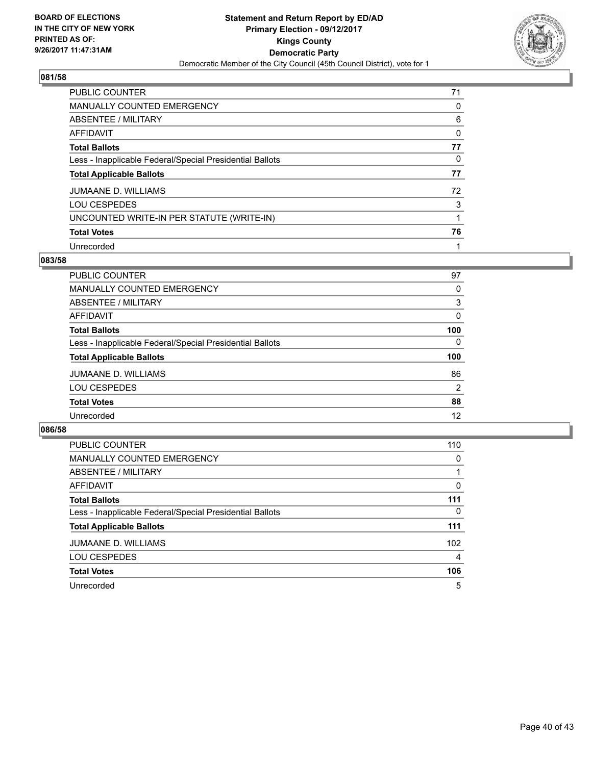**BOARD OF ELECTIONS IN THE CITY OF NEW YORK PRINTED AS OF: 9/26/2017 11:47:31AM**

**Statement and Return Report by ED/AD**
**Primary Election - 09/12/2017**
**Kings County**
**Democratic Party**
Democratic Member of the City Council (45th Council District), vote for 1

## 081/58

| | |
|---|---|
| PUBLIC COUNTER | 71 |
| MANUALLY COUNTED EMERGENCY | 0 |
| ABSENTEE / MILITARY | 6 |
| AFFIDAVIT | 0 |
| **Total Ballots** | **77** |
| Less - Inapplicable Federal/Special Presidential Ballots | 0 |
| **Total Applicable Ballots** | **77** |
| JUMAANE D. WILLIAMS | 72 |
| LOU CESPEDES | 3 |
| UNCOUNTED WRITE-IN PER STATUTE (WRITE-IN) | 1 |
| **Total Votes** | **76** |
| Unrecorded | 1 |

## 083/58

| | |
|---|---|
| PUBLIC COUNTER | 97 |
| MANUALLY COUNTED EMERGENCY | 0 |
| ABSENTEE / MILITARY | 3 |
| AFFIDAVIT | 0 |
| **Total Ballots** | **100** |
| Less - Inapplicable Federal/Special Presidential Ballots | 0 |
| **Total Applicable Ballots** | **100** |
| JUMAANE D. WILLIAMS | 86 |
| LOU CESPEDES | 2 |
| **Total Votes** | **88** |
| Unrecorded | 12 |

## 086/58

| | |
|---|---|
| PUBLIC COUNTER | 110 |
| MANUALLY COUNTED EMERGENCY | 0 |
| ABSENTEE / MILITARY | 1 |
| AFFIDAVIT | 0 |
| **Total Ballots** | **111** |
| Less - Inapplicable Federal/Special Presidential Ballots | 0 |
| **Total Applicable Ballots** | **111** |
| JUMAANE D. WILLIAMS | 102 |
| LOU CESPEDES | 4 |
| **Total Votes** | **106** |
| Unrecorded | 5 |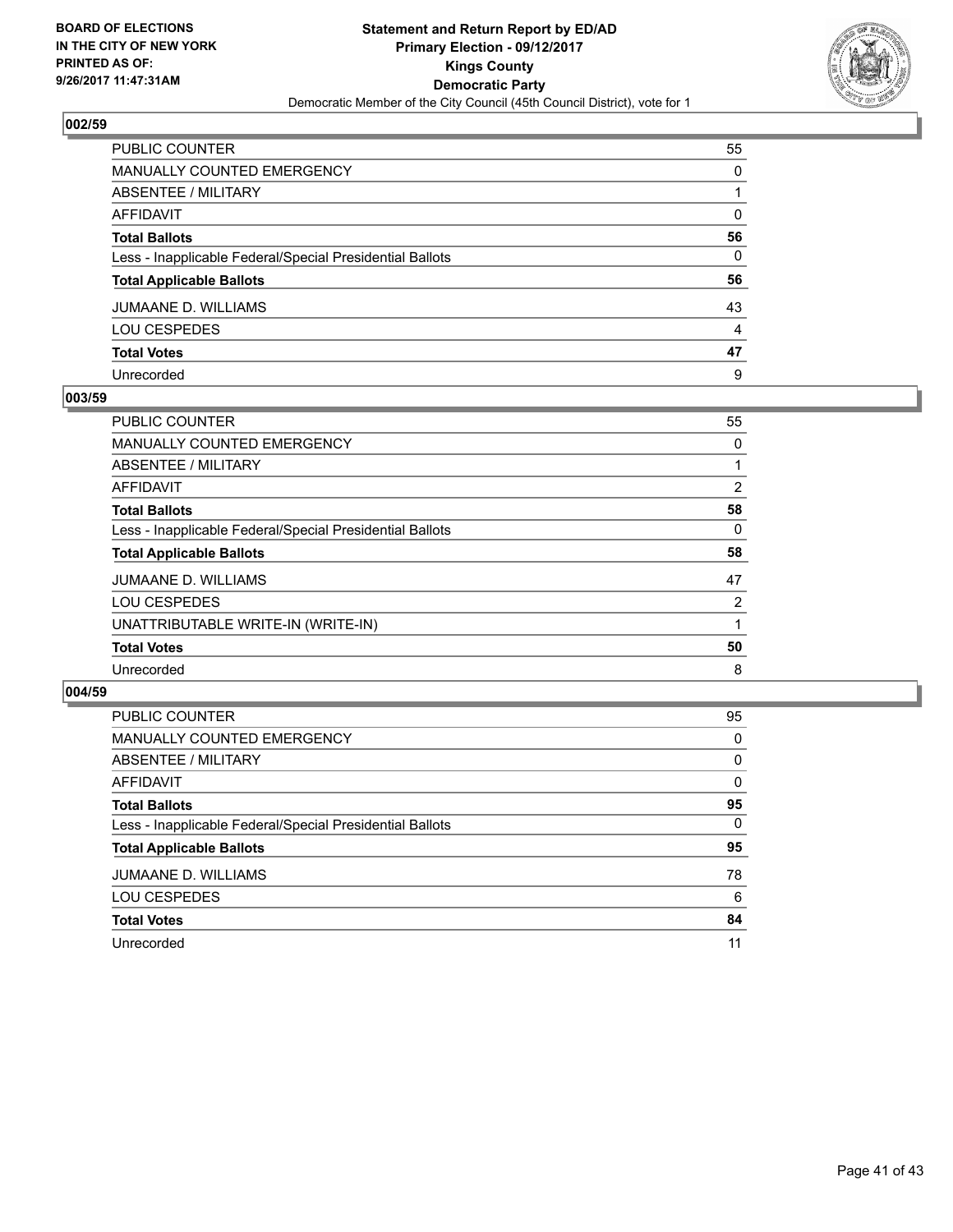**BOARD OF ELECTIONS IN THE CITY OF NEW YORK PRINTED AS OF: 9/26/2017 11:47:31AM**

**Statement and Return Report by ED/AD**
**Primary Election - 09/12/2017**
**Kings County**
**Democratic Party**
Democratic Member of the City Council (45th Council District), vote for 1

### 002/59

| | |
|---|---|
| PUBLIC COUNTER | 55 |
| MANUALLY COUNTED EMERGENCY | 0 |
| ABSENTEE / MILITARY | 1 |
| AFFIDAVIT | 0 |
| **Total Ballots** | **56** |
| Less - Inapplicable Federal/Special Presidential Ballots | 0 |
| **Total Applicable Ballots** | **56** |
| JUMAANE D. WILLIAMS | 43 |
| LOU CESPEDES | 4 |
| **Total Votes** | **47** |
| Unrecorded | 9 |

### 003/59

| | |
|---|---|
| PUBLIC COUNTER | 55 |
| MANUALLY COUNTED EMERGENCY | 0 |
| ABSENTEE / MILITARY | 1 |
| AFFIDAVIT | 2 |
| **Total Ballots** | **58** |
| Less - Inapplicable Federal/Special Presidential Ballots | 0 |
| **Total Applicable Ballots** | **58** |
| JUMAANE D. WILLIAMS | 47 |
| LOU CESPEDES | 2 |
| UNATTRIBUTABLE WRITE-IN (WRITE-IN) | 1 |
| **Total Votes** | **50** |
| Unrecorded | 8 |

### 004/59

| | |
|---|---|
| PUBLIC COUNTER | 95 |
| MANUALLY COUNTED EMERGENCY | 0 |
| ABSENTEE / MILITARY | 0 |
| AFFIDAVIT | 0 |
| **Total Ballots** | **95** |
| Less - Inapplicable Federal/Special Presidential Ballots | 0 |
| **Total Applicable Ballots** | **95** |
| JUMAANE D. WILLIAMS | 78 |
| LOU CESPEDES | 6 |
| **Total Votes** | **84** |
| Unrecorded | 11 |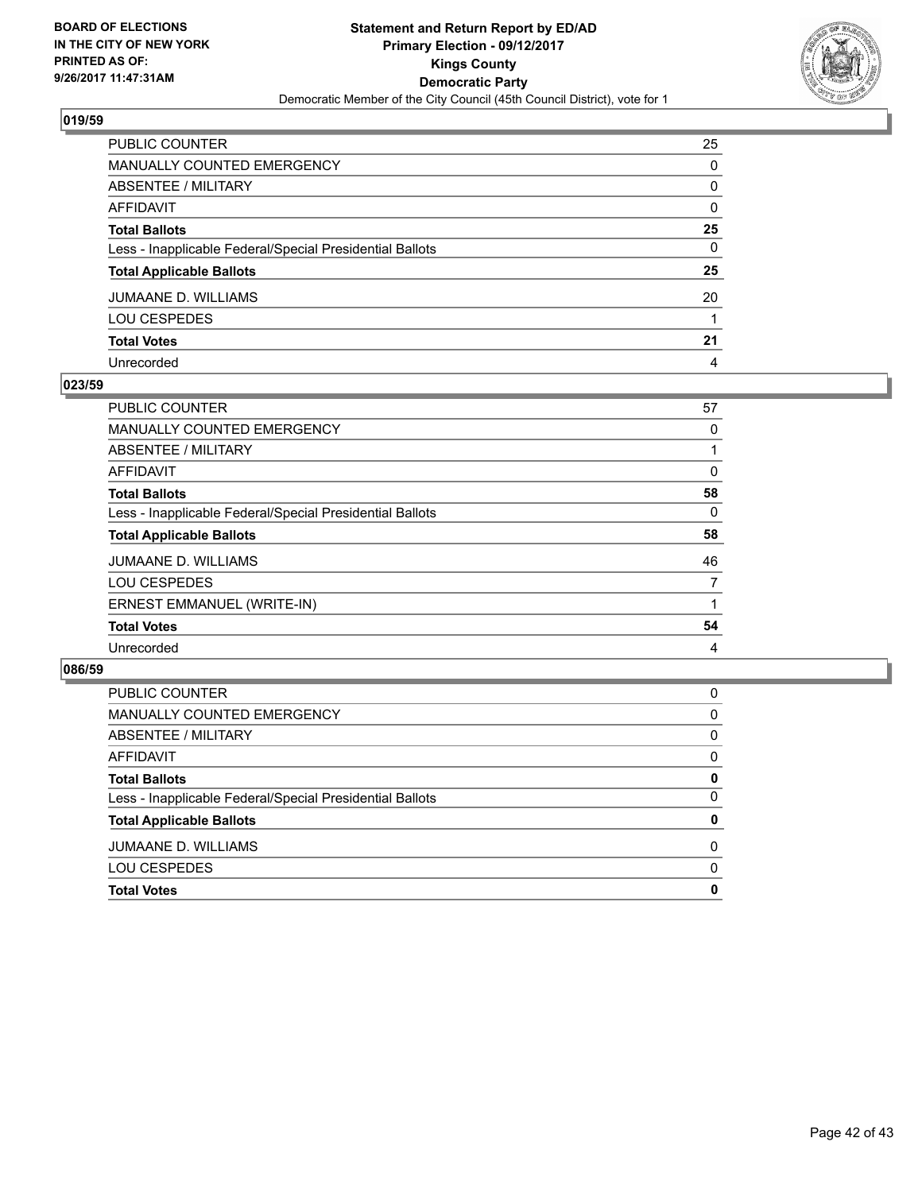## 019/59

| | |
|---|---|
| PUBLIC COUNTER | 25 |
| MANUALLY COUNTED EMERGENCY | 0 |
| ABSENTEE / MILITARY | 0 |
| AFFIDAVIT | 0 |
| **Total Ballots** | **25** |
| Less - Inapplicable Federal/Special Presidential Ballots | 0 |
| **Total Applicable Ballots** | **25** |
| JUMAANE D. WILLIAMS | 20 |
| LOU CESPEDES | 1 |
| **Total Votes** | **21** |
| Unrecorded | 4 |

## 023/59

| | |
|---|---|
| PUBLIC COUNTER | 57 |
| MANUALLY COUNTED EMERGENCY | 0 |
| ABSENTEE / MILITARY | 1 |
| AFFIDAVIT | 0 |
| **Total Ballots** | **58** |
| Less - Inapplicable Federal/Special Presidential Ballots | 0 |
| **Total Applicable Ballots** | **58** |
| JUMAANE D. WILLIAMS | 46 |
| LOU CESPEDES | 7 |
| ERNEST EMMANUEL (WRITE-IN) | 1 |
| **Total Votes** | **54** |
| Unrecorded | 4 |

## 086/59

| | |
|---|---|
| PUBLIC COUNTER | 0 |
| MANUALLY COUNTED EMERGENCY | 0 |
| ABSENTEE / MILITARY | 0 |
| AFFIDAVIT | 0 |
| **Total Ballots** | **0** |
| Less - Inapplicable Federal/Special Presidential Ballots | 0 |
| **Total Applicable Ballots** | **0** |
| JUMAANE D. WILLIAMS | 0 |
| LOU CESPEDES | 0 |
| **Total Votes** | **0** |